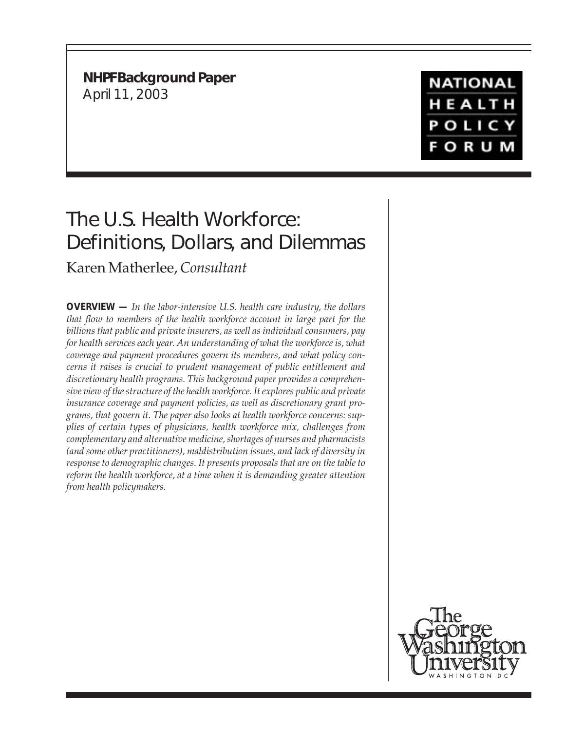**NHPF Background Paper**
April 11, 2003

NATIONAL HEALTH POLICY FORUM

# The U.S. Health Workforce: Definitions, Dollars, and Dilemmas

Karen Matherlee, *Consultant*

**OVERVIEW —** *In the labor-intensive U.S. health care industry, the dollars that flow to members of the health workforce account in large part for the billions that public and private insurers, as well as individual consumers, pay for health services each year. An understanding of what the workforce is, what coverage and payment procedures govern its members, and what policy concerns it raises is crucial to prudent management of public entitlement and discretionary health programs. This background paper provides a comprehensive view of the structure of the health workforce. It explores public and private insurance coverage and payment policies, as well as discretionary grant programs, that govern it. The paper also looks at health workforce concerns: supplies of certain types of physicians, health workforce mix, challenges from complementary and alternative medicine, shortages of nurses and pharmacists (and some other practitioners), maldistribution issues, and lack of diversity in response to demographic changes. It presents proposals that are on the table to reform the health workforce, at a time when it is demanding greater attention from health policymakers.*

The George Washington University
WASHINGTON DC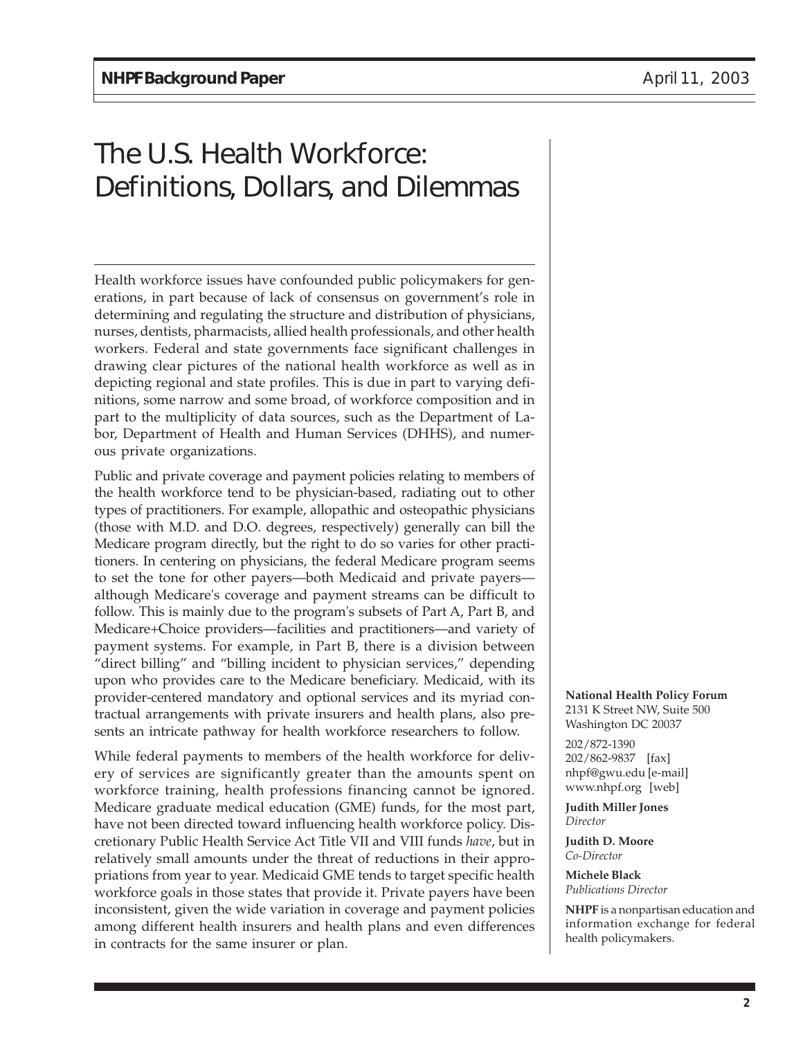# The U.S. Health Workforce: Definitions, Dollars, and Dilemmas

Health workforce issues have confounded public policymakers for generations, in part because of lack of consensus on government's role in determining and regulating the structure and distribution of physicians, nurses, dentists, pharmacists, allied health professionals, and other health workers. Federal and state governments face significant challenges in drawing clear pictures of the national health workforce as well as in depicting regional and state profiles. This is due in part to varying definitions, some narrow and some broad, of workforce composition and in part to the multiplicity of data sources, such as the Department of Labor, Department of Health and Human Services (DHHS), and numerous private organizations.

Public and private coverage and payment policies relating to members of the health workforce tend to be physician-based, radiating out to other types of practitioners. For example, allopathic and osteopathic physicians (those with M.D. and D.O. degrees, respectively) generally can bill the Medicare program directly, but the right to do so varies for other practitioners. In centering on physicians, the federal Medicare program seems to set the tone for other payers—both Medicaid and private payers—although Medicare's coverage and payment streams can be difficult to follow. This is mainly due to the program's subsets of Part A, Part B, and Medicare+Choice providers—facilities and practitioners—and variety of payment systems. For example, in Part B, there is a division between "direct billing" and "billing incident to physician services," depending upon who provides care to the Medicare beneficiary. Medicaid, with its provider-centered mandatory and optional services and its myriad contractual arrangements with private insurers and health plans, also presents an intricate pathway for health workforce researchers to follow.

While federal payments to members of the health workforce for delivery of services are significantly greater than the amounts spent on workforce training, health professions financing cannot be ignored. Medicare graduate medical education (GME) funds, for the most part, have not been directed toward influencing health workforce policy. Discretionary Public Health Service Act Title VII and VIII funds *have*, but in relatively small amounts under the threat of reductions in their appropriations from year to year. Medicaid GME tends to target specific health workforce goals in those states that provide it. Private payers have been inconsistent, given the wide variation in coverage and payment policies among different health insurers and health plans and even differences in contracts for the same insurer or plan.

**National Health Policy Forum**
2131 K Street NW, Suite 500
Washington DC 20037

202/872-1390
202/862-9837 [fax]
nhpf@gwu.edu [e-mail]
www.nhpf.org [web]

**Judith Miller Jones**
*Director*

**Judith D. Moore**
*Co-Director*

**Michele Black**
*Publications Director*

**NHPF** is a nonpartisan education and information exchange for federal health policymakers.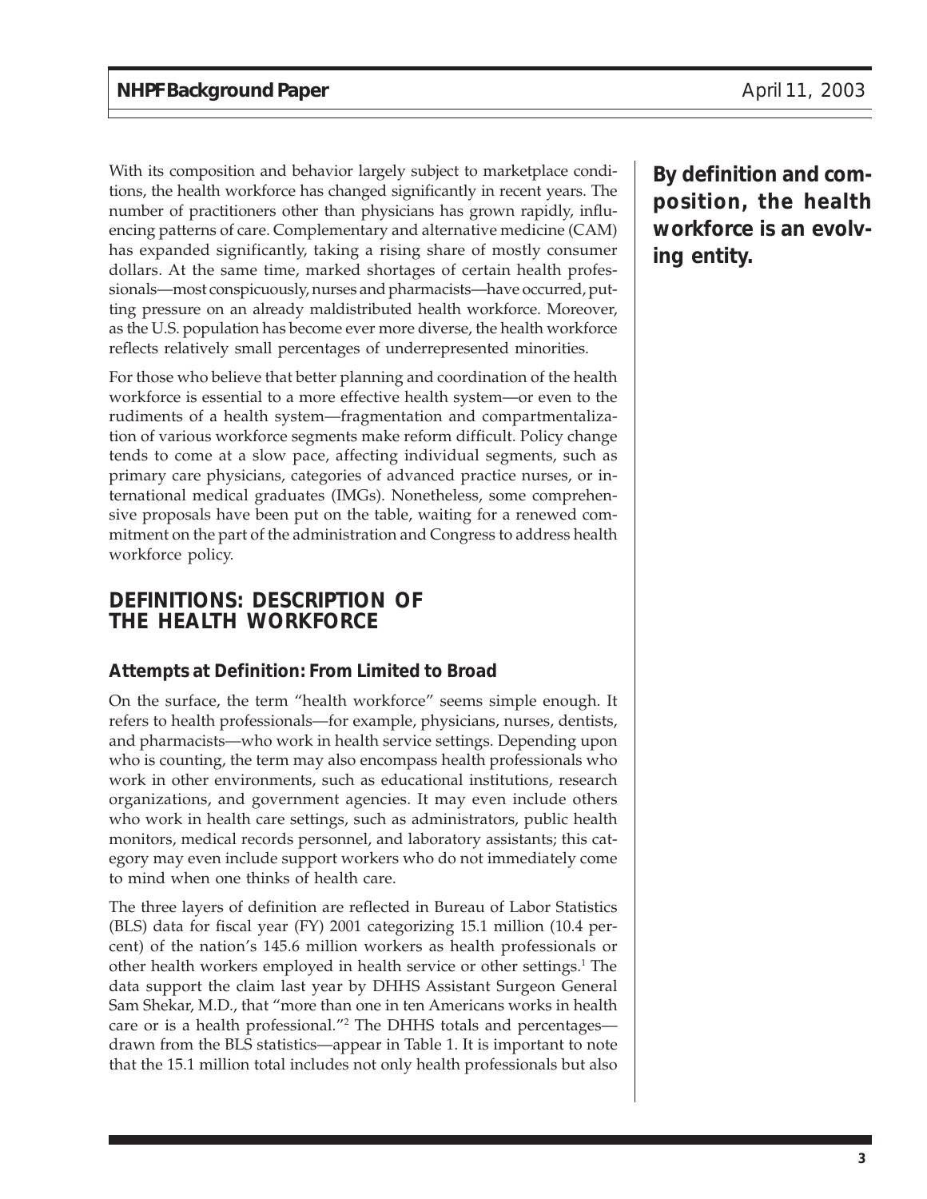With its composition and behavior largely subject to marketplace conditions, the health workforce has changed significantly in recent years. The number of practitioners other than physicians has grown rapidly, influencing patterns of care. Complementary and alternative medicine (CAM) has expanded significantly, taking a rising share of mostly consumer dollars. At the same time, marked shortages of certain health professionals—most conspicuously, nurses and pharmacists—have occurred, putting pressure on an already maldistributed health workforce. Moreover, as the U.S. population has become ever more diverse, the health workforce reflects relatively small percentages of underrepresented minorities.

**By definition and composition, the health workforce is an evolving entity.**

For those who believe that better planning and coordination of the health workforce is essential to a more effective health system—or even to the rudiments of a health system—fragmentation and compartmentalization of various workforce segments make reform difficult. Policy change tends to come at a slow pace, affecting individual segments, such as primary care physicians, categories of advanced practice nurses, or international medical graduates (IMGs). Nonetheless, some comprehensive proposals have been put on the table, waiting for a renewed commitment on the part of the administration and Congress to address health workforce policy.

## DEFINITIONS: DESCRIPTION OF THE HEALTH WORKFORCE

### Attempts at Definition: From Limited to Broad

On the surface, the term "health workforce" seems simple enough. It refers to health professionals—for example, physicians, nurses, dentists, and pharmacists—who work in health service settings. Depending upon who is counting, the term may also encompass health professionals who work in other environments, such as educational institutions, research organizations, and government agencies. It may even include others who work in health care settings, such as administrators, public health monitors, medical records personnel, and laboratory assistants; this category may even include support workers who do not immediately come to mind when one thinks of health care.

The three layers of definition are reflected in Bureau of Labor Statistics (BLS) data for fiscal year (FY) 2001 categorizing 15.1 million (10.4 percent) of the nation's 145.6 million workers as health professionals or other health workers employed in health service or other settings.[1] The data support the claim last year by DHHS Assistant Surgeon General Sam Shekar, M.D., that "more than one in ten Americans works in health care or is a health professional."[2] The DHHS totals and percentages—drawn from the BLS statistics—appear in Table 1. It is important to note that the 15.1 million total includes not only health professionals but also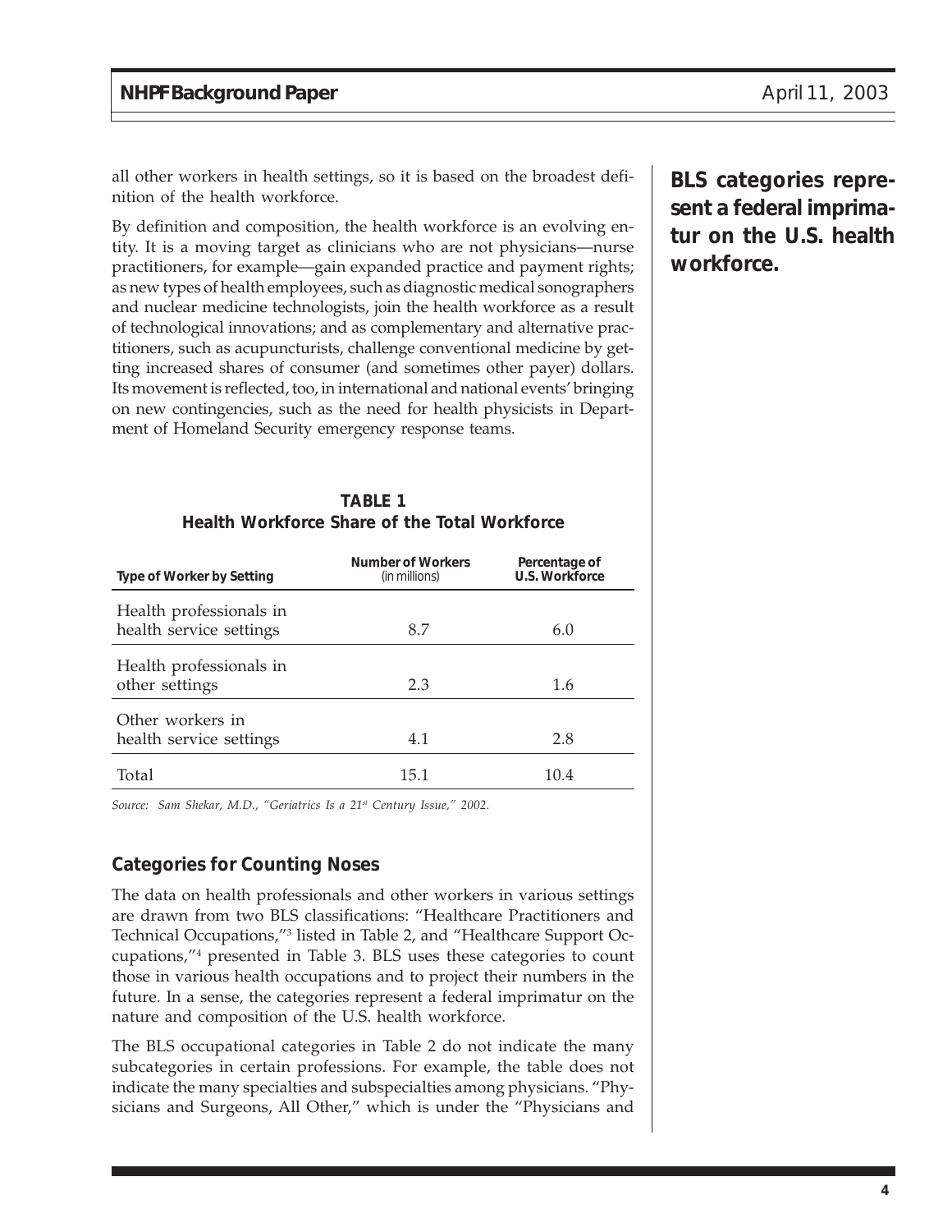all other workers in health settings, so it is based on the broadest definition of the health workforce.

By definition and composition, the health workforce is an evolving entity. It is a moving target as clinicians who are not physicians—nurse practitioners, for example—gain expanded practice and payment rights; as new types of health employees, such as diagnostic medical sonographers and nuclear medicine technologists, join the health workforce as a result of technological innovations; and as complementary and alternative practitioners, such as acupuncturists, challenge conventional medicine by getting increased shares of consumer (and sometimes other payer) dollars. Its movement is reflected, too, in international and national events' bringing on new contingencies, such as the need for health physicists in Department of Homeland Security emergency response teams.

**BLS categories represent a federal imprimatur on the U.S. health workforce.**

**TABLE 1**
**Health Workforce Share of the Total Workforce**

| Type of Worker by Setting | Number of Workers (in millions) | Percentage of U.S. Workforce |
|---|---|---|
| Health professionals in health service settings | 8.7 | 6.0 |
| Health professionals in other settings | 2.3 | 1.6 |
| Other workers in health service settings | 4.1 | 2.8 |
| Total | 15.1 | 10.4 |

*Source: Sam Shekar, M.D., "Geriatrics Is a 21st Century Issue," 2002.*

### Categories for Counting Noses

The data on health professionals and other workers in various settings are drawn from two BLS classifications: "Healthcare Practitioners and Technical Occupations,"[3] listed in Table 2, and "Healthcare Support Occupations,"[4] presented in Table 3. BLS uses these categories to count those in various health occupations and to project their numbers in the future. In a sense, the categories represent a federal imprimatur on the nature and composition of the U.S. health workforce.

The BLS occupational categories in Table 2 do not indicate the many subcategories in certain professions. For example, the table does not indicate the many specialties and subspecialties among physicians. "Physicians and Surgeons, All Other," which is under the "Physicians and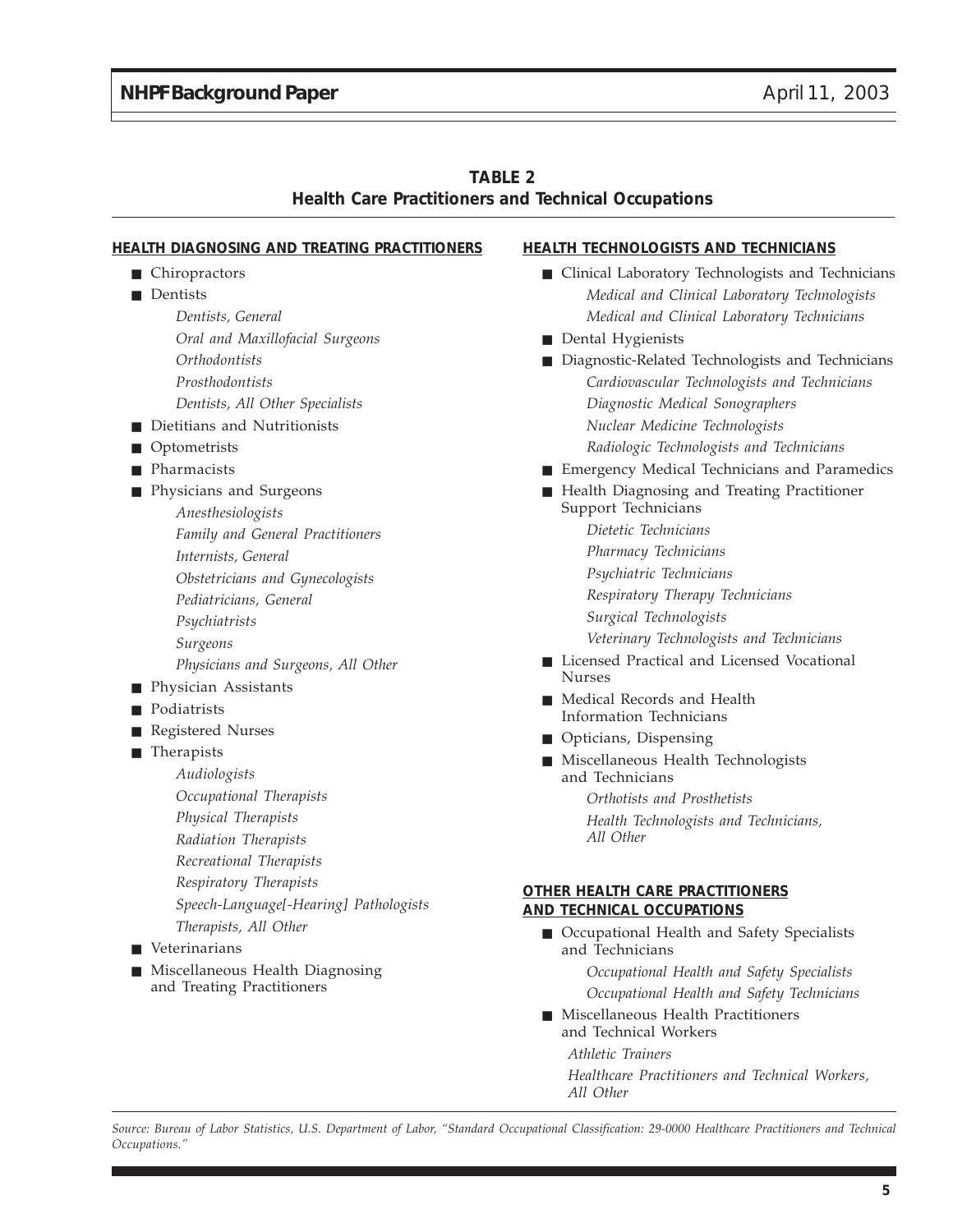**TABLE 2**
**Health Care Practitioners and Technical Occupations**

**HEALTH DIAGNOSING AND TREATING PRACTITIONERS**

- Chiropractors
- Dentists
  - *Dentists, General*
  - *Oral and Maxillofacial Surgeons*
  - *Orthodontists*
  - *Prosthodontists*
  - *Dentists, All Other Specialists*
- Dietitians and Nutritionists
- Optometrists
- Pharmacists
- Physicians and Surgeons
  - *Anesthesiologists*
  - *Family and General Practitioners*
  - *Internists, General*
  - *Obstetricians and Gynecologists*
  - *Pediatricians, General*
  - *Psychiatrists*
  - *Surgeons*
  - *Physicians and Surgeons, All Other*
- Physician Assistants
- Podiatrists
- Registered Nurses
- Therapists
  - *Audiologists*
  - *Occupational Therapists*
  - *Physical Therapists*
  - *Radiation Therapists*
  - *Recreational Therapists*
  - *Respiratory Therapists*
  - *Speech-Language[-Hearing] Pathologists*
  - *Therapists, All Other*
- Veterinarians
- Miscellaneous Health Diagnosing and Treating Practitioners

**HEALTH TECHNOLOGISTS AND TECHNICIANS**

- Clinical Laboratory Technologists and Technicians
  - *Medical and Clinical Laboratory Technologists*
  - *Medical and Clinical Laboratory Technicians*
- Dental Hygienists
- Diagnostic-Related Technologists and Technicians
  - *Cardiovascular Technologists and Technicians*
  - *Diagnostic Medical Sonographers*
  - *Nuclear Medicine Technologists*
  - *Radiologic Technologists and Technicians*
- Emergency Medical Technicians and Paramedics
- Health Diagnosing and Treating Practitioner Support Technicians
  - *Dietetic Technicians*
  - *Pharmacy Technicians*
  - *Psychiatric Technicians*
  - *Respiratory Therapy Technicians*
  - *Surgical Technologists*
  - *Veterinary Technologists and Technicians*
- Licensed Practical and Licensed Vocational Nurses
- Medical Records and Health Information Technicians
- Opticians, Dispensing
- Miscellaneous Health Technologists and Technicians
  - *Orthotists and Prosthetists*
  - *Health Technologists and Technicians, All Other*

**OTHER HEALTH CARE PRACTITIONERS AND TECHNICAL OCCUPATIONS**

- Occupational Health and Safety Specialists and Technicians
  - *Occupational Health and Safety Specialists*
  - *Occupational Health and Safety Technicians*
- Miscellaneous Health Practitioners and Technical Workers
  - *Athletic Trainers*
  - *Healthcare Practitioners and Technical Workers, All Other*

*Source: Bureau of Labor Statistics, U.S. Department of Labor, "Standard Occupational Classification: 29-0000 Healthcare Practitioners and Technical Occupations."*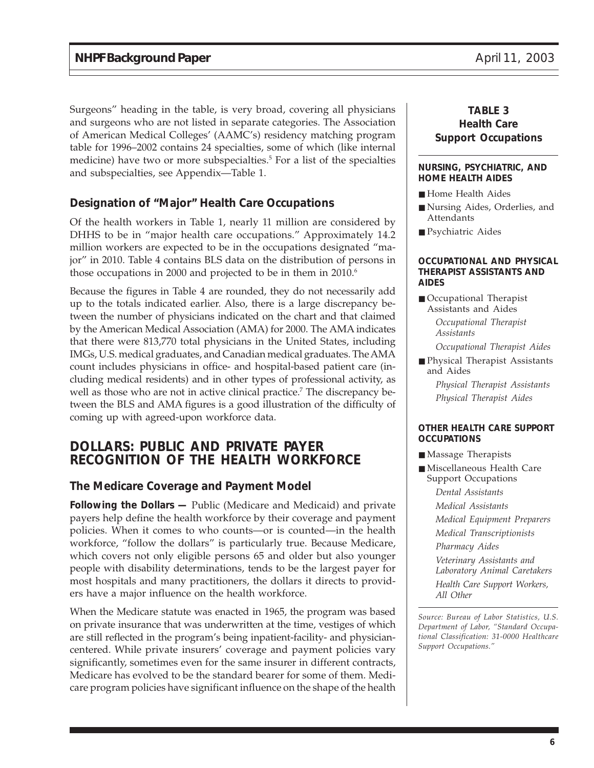Surgeons" heading in the table, is very broad, covering all physicians and surgeons who are not listed in separate categories. The Association of American Medical Colleges' (AAMC's) residency matching program table for 1996–2002 contains 24 specialties, some of which (like internal medicine) have two or more subspecialties.[5] For a list of the specialties and subspecialties, see Appendix—Table 1.

### Designation of "Major" Health Care Occupations

Of the health workers in Table 1, nearly 11 million are considered by DHHS to be in "major health care occupations." Approximately 14.2 million workers are expected to be in the occupations designated "major" in 2010. Table 4 contains BLS data on the distribution of persons in those occupations in 2000 and projected to be in them in 2010.[6]

Because the figures in Table 4 are rounded, they do not necessarily add up to the totals indicated earlier. Also, there is a large discrepancy between the number of physicians indicated on the chart and that claimed by the American Medical Association (AMA) for 2000. The AMA indicates that there were 813,770 total physicians in the United States, including IMGs, U.S. medical graduates, and Canadian medical graduates. The AMA count includes physicians in office- and hospital-based patient care (including medical residents) and in other types of professional activity, as well as those who are not in active clinical practice.[7] The discrepancy between the BLS and AMA figures is a good illustration of the difficulty of coming up with agreed-upon workforce data.

## DOLLARS: PUBLIC AND PRIVATE PAYER RECOGNITION OF THE HEALTH WORKFORCE

### The Medicare Coverage and Payment Model

**Following the Dollars —** Public (Medicare and Medicaid) and private payers help define the health workforce by their coverage and payment policies. When it comes to who counts—or is counted—in the health workforce, "follow the dollars" is particularly true. Because Medicare, which covers not only eligible persons 65 and older but also younger people with disability determinations, tends to be the largest payer for most hospitals and many practitioners, the dollars it directs to providers have a major influence on the health workforce.

When the Medicare statute was enacted in 1965, the program was based on private insurance that was underwritten at the time, vestiges of which are still reflected in the program's being inpatient-facility- and physician-centered. While private insurers' coverage and payment policies vary significantly, sometimes even for the same insurer in different contracts, Medicare has evolved to be the standard bearer for some of them. Medicare program policies have significant influence on the shape of the health

**TABLE 3**
**Health Care Support Occupations**

**NURSING, PSYCHIATRIC, AND HOME HEALTH AIDES**

- Home Health Aides
- Nursing Aides, Orderlies, and Attendants
- Psychiatric Aides

**OCCUPATIONAL AND PHYSICAL THERAPIST ASSISTANTS AND AIDES**

- Occupational Therapist Assistants and Aides
  - *Occupational Therapist Assistants*
  - *Occupational Therapist Aides*
- Physical Therapist Assistants and Aides
  - *Physical Therapist Assistants*
  - *Physical Therapist Aides*

**OTHER HEALTH CARE SUPPORT OCCUPATIONS**

- Massage Therapists
- Miscellaneous Health Care Support Occupations
  - *Dental Assistants*
  - *Medical Assistants*
  - *Medical Equipment Preparers*
  - *Medical Transcriptionists*
  - *Pharmacy Aides*
  - *Veterinary Assistants and Laboratory Animal Caretakers*
  - *Health Care Support Workers, All Other*

*Source: Bureau of Labor Statistics, U.S. Department of Labor, "Standard Occupational Classification: 31-0000 Healthcare Support Occupations."*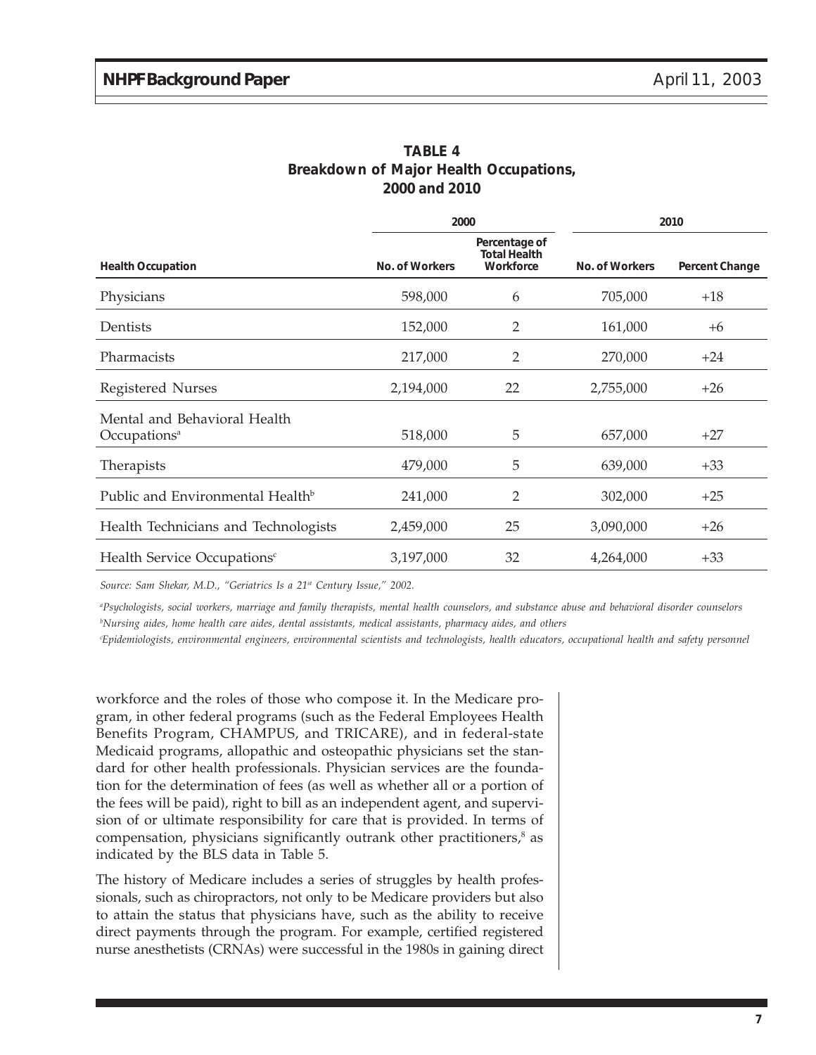**TABLE 4**
**Breakdown of Major Health Occupations, 2000 and 2010**

| | 2000 | | 2010 | |
|---|---|---|---|---|
| **Health Occupation** | **No. of Workers** | **Percentage of Total Health Workforce** | **No. of Workers** | **Percent Change** |
| Physicians | 598,000 | 6 | 705,000 | +18 |
| Dentists | 152,000 | 2 | 161,000 | +6 |
| Pharmacists | 217,000 | 2 | 270,000 | +24 |
| Registered Nurses | 2,194,000 | 22 | 2,755,000 | +26 |
| Mental and Behavioral Health Occupations[a] | 518,000 | 5 | 657,000 | +27 |
| Therapists | 479,000 | 5 | 639,000 | +33 |
| Public and Environmental Health[b] | 241,000 | 2 | 302,000 | +25 |
| Health Technicians and Technologists | 2,459,000 | 25 | 3,090,000 | +26 |
| Health Service Occupations[c] | 3,197,000 | 32 | 4,264,000 | +33 |

*Source: Sam Shekar, M.D., "Geriatrics Is a 21st Century Issue," 2002.*

[a]*Psychologists, social workers, marriage and family therapists, mental health counselors, and substance abuse and behavioral disorder counselors*

[b]*Nursing aides, home health care aides, dental assistants, medical assistants, pharmacy aides, and others*

[c]*Epidemiologists, environmental engineers, environmental scientists and technologists, health educators, occupational health and safety personnel*

workforce and the roles of those who compose it. In the Medicare program, in other federal programs (such as the Federal Employees Health Benefits Program, CHAMPUS, and TRICARE), and in federal-state Medicaid programs, allopathic and osteopathic physicians set the standard for other health professionals. Physician services are the foundation for the determination of fees (as well as whether all or a portion of the fees will be paid), right to bill as an independent agent, and supervision of or ultimate responsibility for care that is provided. In terms of compensation, physicians significantly outrank other practitioners,[8] as indicated by the BLS data in Table 5.

The history of Medicare includes a series of struggles by health professionals, such as chiropractors, not only to be Medicare providers but also to attain the status that physicians have, such as the ability to receive direct payments through the program. For example, certified registered nurse anesthetists (CRNAs) were successful in the 1980s in gaining direct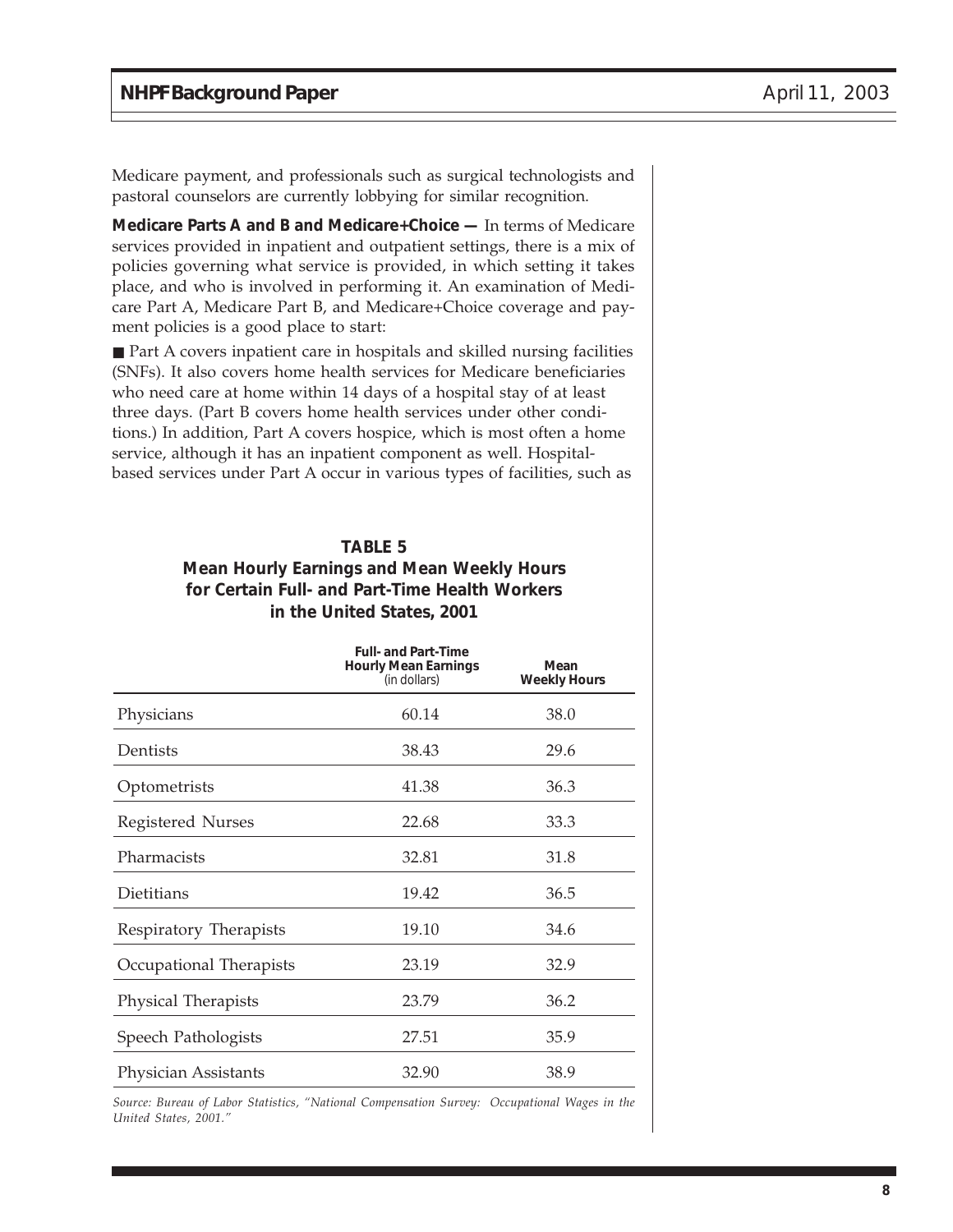Medicare payment, and professionals such as surgical technologists and pastoral counselors are currently lobbying for similar recognition.

**Medicare Parts A and B and Medicare+Choice —** In terms of Medicare services provided in inpatient and outpatient settings, there is a mix of policies governing what service is provided, in which setting it takes place, and who is involved in performing it. An examination of Medicare Part A, Medicare Part B, and Medicare+Choice coverage and payment policies is a good place to start:

- Part A covers inpatient care in hospitals and skilled nursing facilities (SNFs). It also covers home health services for Medicare beneficiaries who need care at home within 14 days of a hospital stay of at least three days. (Part B covers home health services under other conditions.) In addition, Part A covers hospice, which is most often a home service, although it has an inpatient component as well. Hospital-based services under Part A occur in various types of facilities, such as

**TABLE 5**
**Mean Hourly Earnings and Mean Weekly Hours for Certain Full- and Part-Time Health Workers in the United States, 2001**

| | Full- and Part-Time Hourly Mean Earnings (in dollars) | Mean Weekly Hours |
|---|---|---|
| Physicians | 60.14 | 38.0 |
| Dentists | 38.43 | 29.6 |
| Optometrists | 41.38 | 36.3 |
| Registered Nurses | 22.68 | 33.3 |
| Pharmacists | 32.81 | 31.8 |
| Dietitians | 19.42 | 36.5 |
| Respiratory Therapists | 19.10 | 34.6 |
| Occupational Therapists | 23.19 | 32.9 |
| Physical Therapists | 23.79 | 36.2 |
| Speech Pathologists | 27.51 | 35.9 |
| Physician Assistants | 32.90 | 38.9 |

*Source: Bureau of Labor Statistics, "National Compensation Survey: Occupational Wages in the United States, 2001."*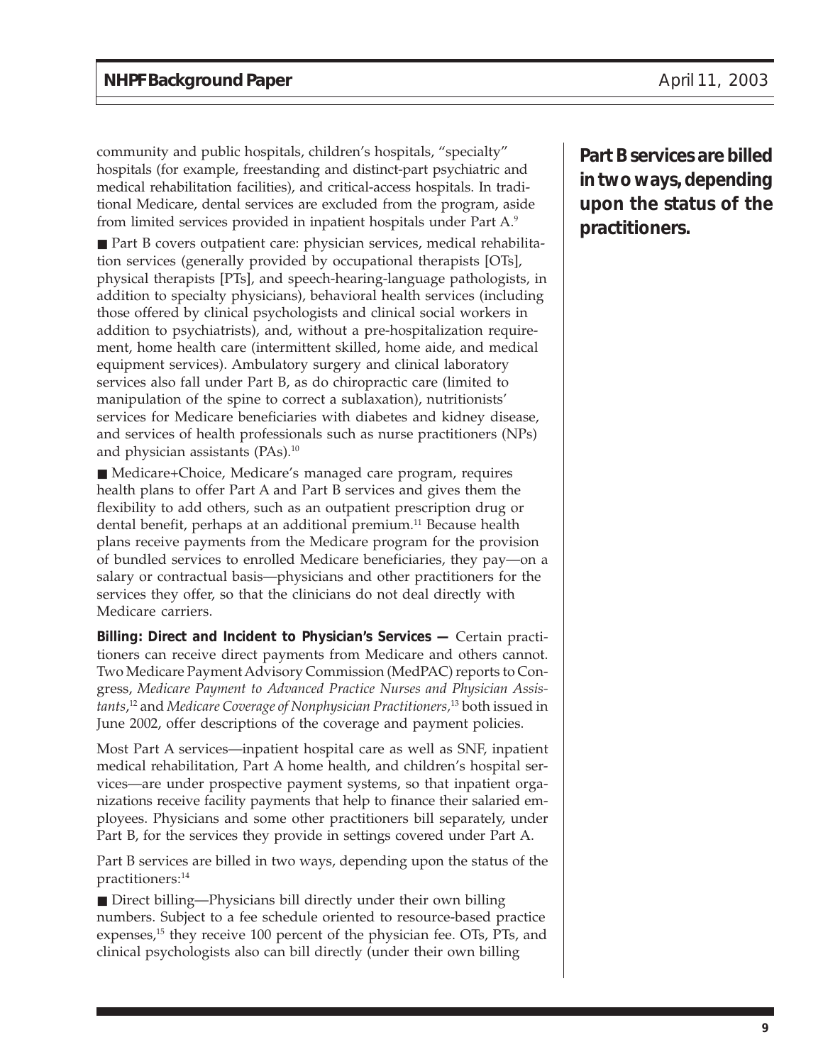community and public hospitals, children's hospitals, "specialty" hospitals (for example, freestanding and distinct-part psychiatric and medical rehabilitation facilities), and critical-access hospitals. In traditional Medicare, dental services are excluded from the program, aside from limited services provided in inpatient hospitals under Part A.[9]

■ Part B covers outpatient care: physician services, medical rehabilitation services (generally provided by occupational therapists [OTs], physical therapists [PTs], and speech-hearing-language pathologists, in addition to specialty physicians), behavioral health services (including those offered by clinical psychologists and clinical social workers in addition to psychiatrists), and, without a pre-hospitalization requirement, home health care (intermittent skilled, home aide, and medical equipment services). Ambulatory surgery and clinical laboratory services also fall under Part B, as do chiropractic care (limited to manipulation of the spine to correct a sublaxation), nutritionists' services for Medicare beneficiaries with diabetes and kidney disease, and services of health professionals such as nurse practitioners (NPs) and physician assistants (PAs).[10]

■ Medicare+Choice, Medicare's managed care program, requires health plans to offer Part A and Part B services and gives them the flexibility to add others, such as an outpatient prescription drug or dental benefit, perhaps at an additional premium.[11] Because health plans receive payments from the Medicare program for the provision of bundled services to enrolled Medicare beneficiaries, they pay—on a salary or contractual basis—physicians and other practitioners for the services they offer, so that the clinicians do not deal directly with Medicare carriers.

**Billing: Direct and Incident to Physician's Services —** Certain practitioners can receive direct payments from Medicare and others cannot. Two Medicare Payment Advisory Commission (MedPAC) reports to Congress, *Medicare Payment to Advanced Practice Nurses and Physician Assistants*,[12] and *Medicare Coverage of Nonphysician Practitioners*,[13] both issued in June 2002, offer descriptions of the coverage and payment policies.

Most Part A services—inpatient hospital care as well as SNF, inpatient medical rehabilitation, Part A home health, and children's hospital services—are under prospective payment systems, so that inpatient organizations receive facility payments that help to finance their salaried employees. Physicians and some other practitioners bill separately, under Part B, for the services they provide in settings covered under Part A.

**Part B services are billed in two ways, depending upon the status of the practitioners.**

Part B services are billed in two ways, depending upon the status of the practitioners:[14]

■ Direct billing—Physicians bill directly under their own billing numbers. Subject to a fee schedule oriented to resource-based practice expenses,[15] they receive 100 percent of the physician fee. OTs, PTs, and clinical psychologists also can bill directly (under their own billing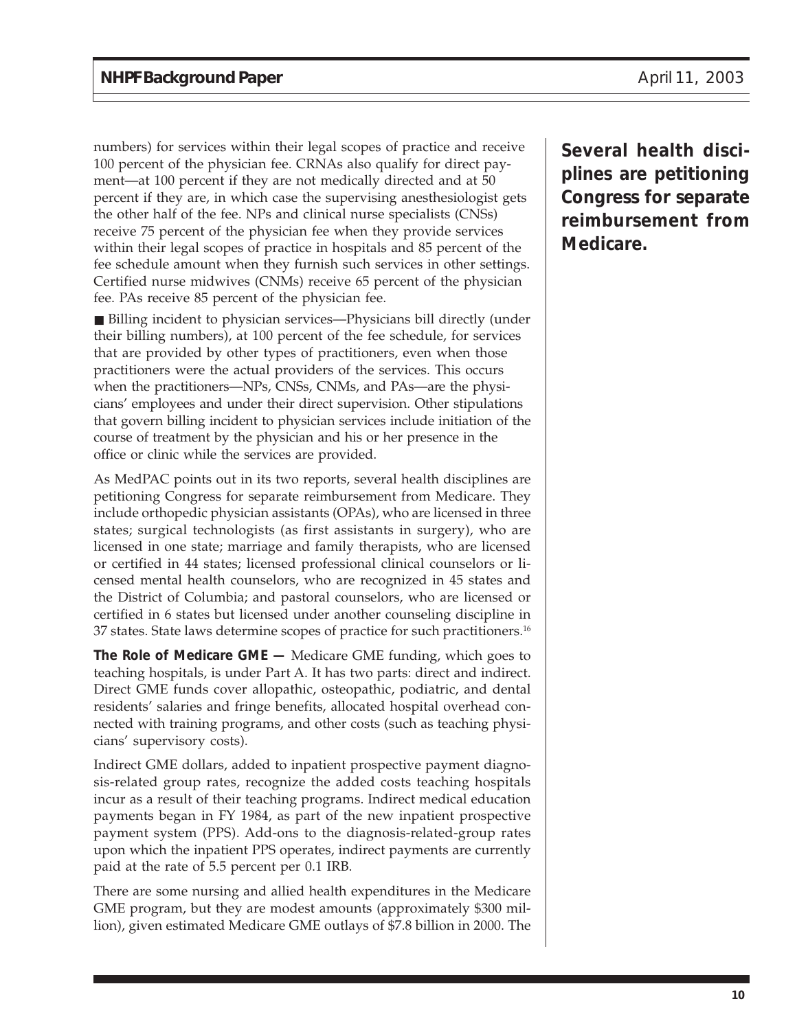numbers) for services within their legal scopes of practice and receive 100 percent of the physician fee. CRNAs also qualify for direct payment—at 100 percent if they are not medically directed and at 50 percent if they are, in which case the supervising anesthesiologist gets the other half of the fee. NPs and clinical nurse specialists (CNSs) receive 75 percent of the physician fee when they provide services within their legal scopes of practice in hospitals and 85 percent of the fee schedule amount when they furnish such services in other settings. Certified nurse midwives (CNMs) receive 65 percent of the physician fee. PAs receive 85 percent of the physician fee.

- Billing incident to physician services—Physicians bill directly (under their billing numbers), at 100 percent of the fee schedule, for services that are provided by other types of practitioners, even when those practitioners were the actual providers of the services. This occurs when the practitioners—NPs, CNSs, CNMs, and PAs—are the physicians' employees and under their direct supervision. Other stipulations that govern billing incident to physician services include initiation of the course of treatment by the physician and his or her presence in the office or clinic while the services are provided.

**Several health disciplines are petitioning Congress for separate reimbursement from Medicare.**

As MedPAC points out in its two reports, several health disciplines are petitioning Congress for separate reimbursement from Medicare. They include orthopedic physician assistants (OPAs), who are licensed in three states; surgical technologists (as first assistants in surgery), who are licensed in one state; marriage and family therapists, who are licensed or certified in 44 states; licensed professional clinical counselors or licensed mental health counselors, who are recognized in 45 states and the District of Columbia; and pastoral counselors, who are licensed or certified in 6 states but licensed under another counseling discipline in 37 states. State laws determine scopes of practice for such practitioners.[16]

**The Role of Medicare GME —** Medicare GME funding, which goes to teaching hospitals, is under Part A. It has two parts: direct and indirect. Direct GME funds cover allopathic, osteopathic, podiatric, and dental residents' salaries and fringe benefits, allocated hospital overhead connected with training programs, and other costs (such as teaching physicians' supervisory costs).

Indirect GME dollars, added to inpatient prospective payment diagnosis-related group rates, recognize the added costs teaching hospitals incur as a result of their teaching programs. Indirect medical education payments began in FY 1984, as part of the new inpatient prospective payment system (PPS). Add-ons to the diagnosis-related-group rates upon which the inpatient PPS operates, indirect payments are currently paid at the rate of 5.5 percent per 0.1 IRB.

There are some nursing and allied health expenditures in the Medicare GME program, but they are modest amounts (approximately $300 million), given estimated Medicare GME outlays of $7.8 billion in 2000. The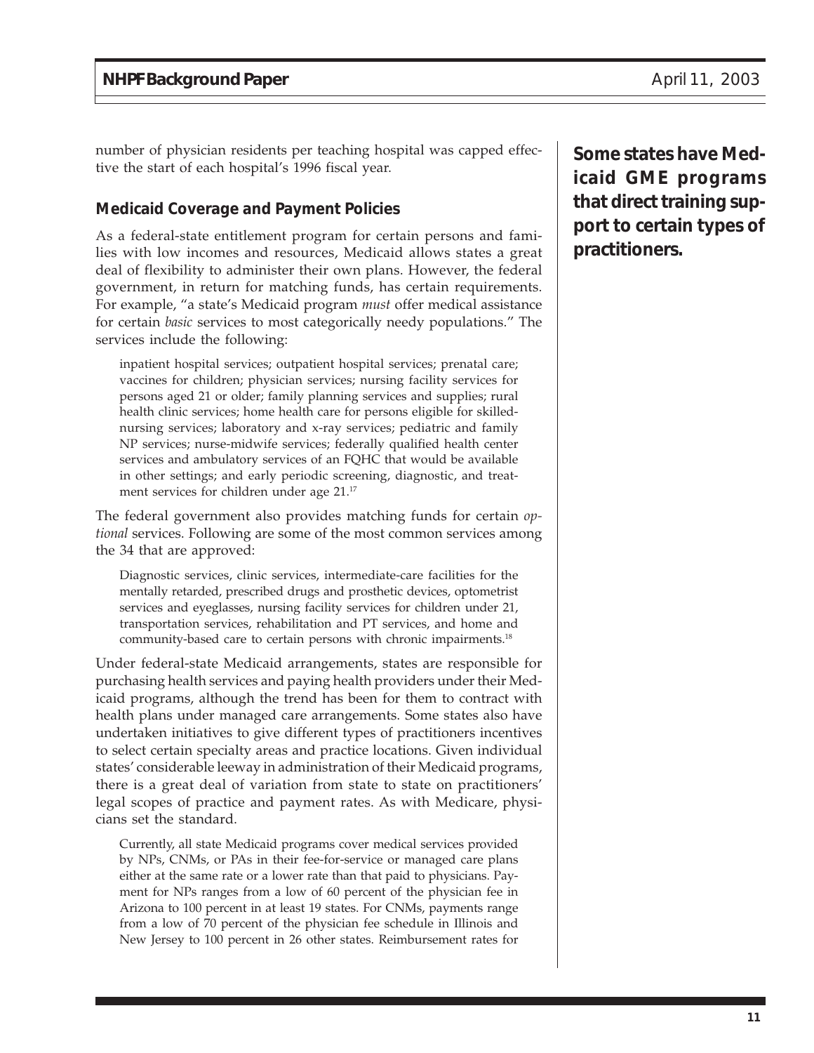number of physician residents per teaching hospital was capped effective the start of each hospital's 1996 fiscal year.

**Some states have Medicaid GME programs that direct training support to certain types of practitioners.**

### Medicaid Coverage and Payment Policies

As a federal-state entitlement program for certain persons and families with low incomes and resources, Medicaid allows states a great deal of flexibility to administer their own plans. However, the federal government, in return for matching funds, has certain requirements. For example, "a state's Medicaid program *must* offer medical assistance for certain *basic* services to most categorically needy populations." The services include the following:

> inpatient hospital services; outpatient hospital services; prenatal care; vaccines for children; physician services; nursing facility services for persons aged 21 or older; family planning services and supplies; rural health clinic services; home health care for persons eligible for skilled-nursing services; laboratory and x-ray services; pediatric and family NP services; nurse-midwife services; federally qualified health center services and ambulatory services of an FQHC that would be available in other settings; and early periodic screening, diagnostic, and treatment services for children under age 21.[17]

The federal government also provides matching funds for certain *optional* services. Following are some of the most common services among the 34 that are approved:

> Diagnostic services, clinic services, intermediate-care facilities for the mentally retarded, prescribed drugs and prosthetic devices, optometrist services and eyeglasses, nursing facility services for children under 21, transportation services, rehabilitation and PT services, and home and community-based care to certain persons with chronic impairments.[18]

Under federal-state Medicaid arrangements, states are responsible for purchasing health services and paying health providers under their Medicaid programs, although the trend has been for them to contract with health plans under managed care arrangements. Some states also have undertaken initiatives to give different types of practitioners incentives to select certain specialty areas and practice locations. Given individual states' considerable leeway in administration of their Medicaid programs, there is a great deal of variation from state to state on practitioners' legal scopes of practice and payment rates. As with Medicare, physicians set the standard.

> Currently, all state Medicaid programs cover medical services provided by NPs, CNMs, or PAs in their fee-for-service or managed care plans either at the same rate or a lower rate than that paid to physicians. Payment for NPs ranges from a low of 60 percent of the physician fee in Arizona to 100 percent in at least 19 states. For CNMs, payments range from a low of 70 percent of the physician fee schedule in Illinois and New Jersey to 100 percent in 26 other states. Reimbursement rates for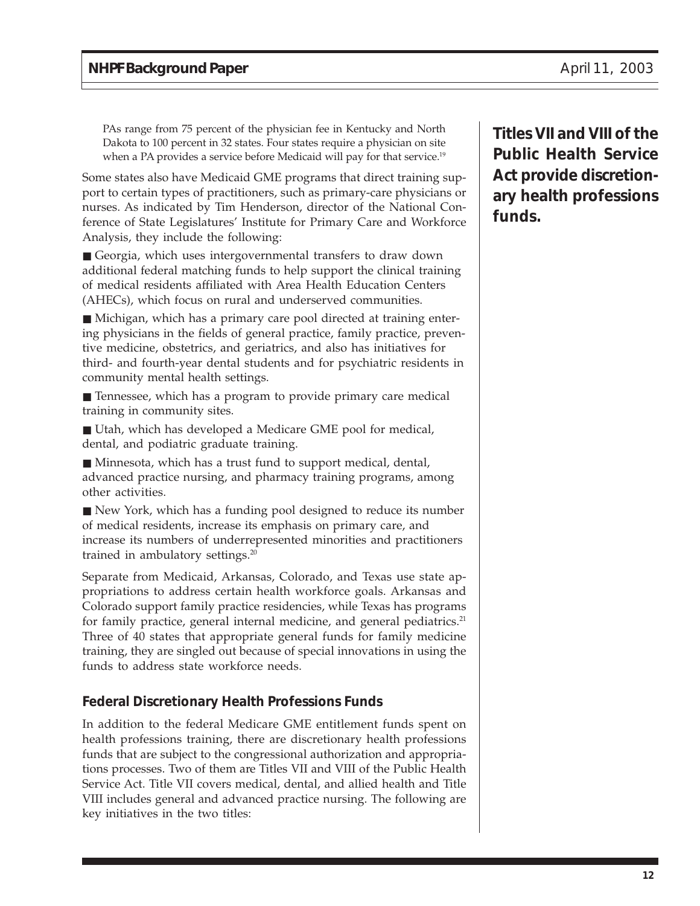PAs range from 75 percent of the physician fee in Kentucky and North Dakota to 100 percent in 32 states. Four states require a physician on site when a PA provides a service before Medicaid will pay for that service.[19]

Some states also have Medicaid GME programs that direct training support to certain types of practitioners, such as primary-care physicians or nurses. As indicated by Tim Henderson, director of the National Conference of State Legislatures' Institute for Primary Care and Workforce Analysis, they include the following:

- Georgia, which uses intergovernmental transfers to draw down additional federal matching funds to help support the clinical training of medical residents affiliated with Area Health Education Centers (AHECs), which focus on rural and underserved communities.
- Michigan, which has a primary care pool directed at training entering physicians in the fields of general practice, family practice, preventive medicine, obstetrics, and geriatrics, and also has initiatives for third- and fourth-year dental students and for psychiatric residents in community mental health settings.
- Tennessee, which has a program to provide primary care medical training in community sites.
- Utah, which has developed a Medicare GME pool for medical, dental, and podiatric graduate training.
- Minnesota, which has a trust fund to support medical, dental, advanced practice nursing, and pharmacy training programs, among other activities.
- New York, which has a funding pool designed to reduce its number of medical residents, increase its emphasis on primary care, and increase its numbers of underrepresented minorities and practitioners trained in ambulatory settings.[20]

Separate from Medicaid, Arkansas, Colorado, and Texas use state appropriations to address certain health workforce goals. Arkansas and Colorado support family practice residencies, while Texas has programs for family practice, general internal medicine, and general pediatrics.[21] Three of 40 states that appropriate general funds for family medicine training, they are singled out because of special innovations in using the funds to address state workforce needs.

**Titles VII and VIII of the Public Health Service Act provide discretionary health professions funds.**

### Federal Discretionary Health Professions Funds

In addition to the federal Medicare GME entitlement funds spent on health professions training, there are discretionary health professions funds that are subject to the congressional authorization and appropriations processes. Two of them are Titles VII and VIII of the Public Health Service Act. Title VII covers medical, dental, and allied health and Title VIII includes general and advanced practice nursing. The following are key initiatives in the two titles: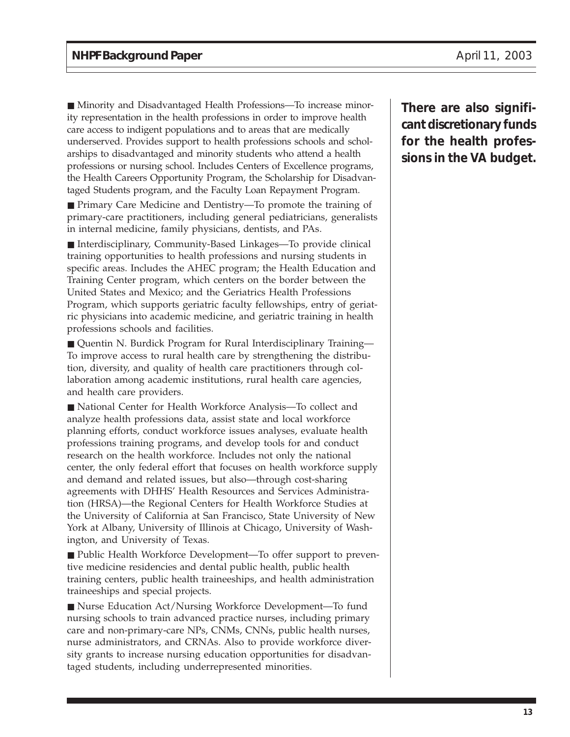- Minority and Disadvantaged Health Professions—To increase minority representation in the health professions in order to improve health care access to indigent populations and to areas that are medically underserved. Provides support to health professions schools and scholarships to disadvantaged and minority students who attend a health professions or nursing school. Includes Centers of Excellence programs, the Health Careers Opportunity Program, the Scholarship for Disadvantaged Students program, and the Faculty Loan Repayment Program.

- Primary Care Medicine and Dentistry—To promote the training of primary-care practitioners, including general pediatricians, generalists in internal medicine, family physicians, dentists, and PAs.

- Interdisciplinary, Community-Based Linkages—To provide clinical training opportunities to health professions and nursing students in specific areas. Includes the AHEC program; the Health Education and Training Center program, which centers on the border between the United States and Mexico; and the Geriatrics Health Professions Program, which supports geriatric faculty fellowships, entry of geriatric physicians into academic medicine, and geriatric training in health professions schools and facilities.

- Quentin N. Burdick Program for Rural Interdisciplinary Training—To improve access to rural health care by strengthening the distribution, diversity, and quality of health care practitioners through collaboration among academic institutions, rural health care agencies, and health care providers.

- National Center for Health Workforce Analysis—To collect and analyze health professions data, assist state and local workforce planning efforts, conduct workforce issues analyses, evaluate health professions training programs, and develop tools for and conduct research on the health workforce. Includes not only the national center, the only federal effort that focuses on health workforce supply and demand and related issues, but also—through cost-sharing agreements with DHHS' Health Resources and Services Administration (HRSA)—the Regional Centers for Health Workforce Studies at the University of California at San Francisco, State University of New York at Albany, University of Illinois at Chicago, University of Washington, and University of Texas.

- Public Health Workforce Development—To offer support to preventive medicine residencies and dental public health, public health training centers, public health traineeships, and health administration traineeships and special projects.

- Nurse Education Act/Nursing Workforce Development—To fund nursing schools to train advanced practice nurses, including primary care and non-primary-care NPs, CNMs, CNNs, public health nurses, nurse administrators, and CRNAs. Also to provide workforce diversity grants to increase nursing education opportunities for disadvantaged students, including underrepresented minorities.

**There are also significant discretionary funds for the health professions in the VA budget.**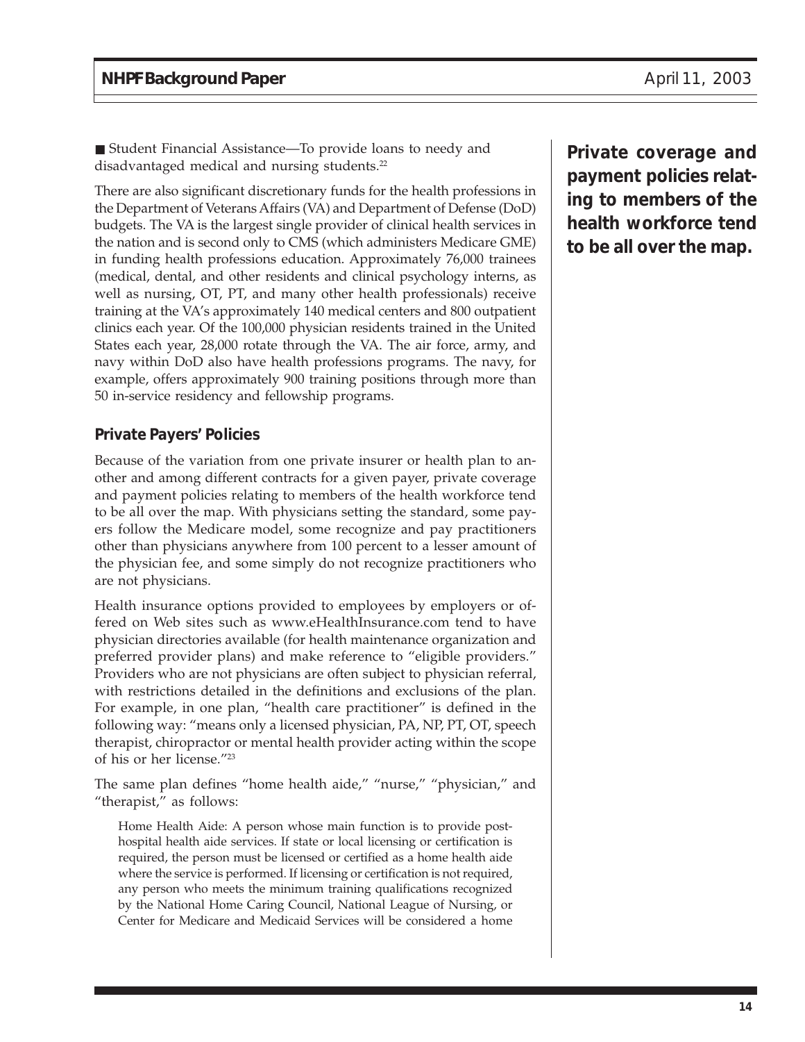- Student Financial Assistance—To provide loans to needy and disadvantaged medical and nursing students.[22]

There are also significant discretionary funds for the health professions in the Department of Veterans Affairs (VA) and Department of Defense (DoD) budgets. The VA is the largest single provider of clinical health services in the nation and is second only to CMS (which administers Medicare GME) in funding health professions education. Approximately 76,000 trainees (medical, dental, and other residents and clinical psychology interns, as well as nursing, OT, PT, and many other health professionals) receive training at the VA's approximately 140 medical centers and 800 outpatient clinics each year. Of the 100,000 physician residents trained in the United States each year, 28,000 rotate through the VA. The air force, army, and navy within DoD also have health professions programs. The navy, for example, offers approximately 900 training positions through more than 50 in-service residency and fellowship programs.

### Private Payers' Policies

**Private coverage and payment policies relating to members of the health workforce tend to be all over the map.**

Because of the variation from one private insurer or health plan to another and among different contracts for a given payer, private coverage and payment policies relating to members of the health workforce tend to be all over the map. With physicians setting the standard, some payers follow the Medicare model, some recognize and pay practitioners other than physicians anywhere from 100 percent to a lesser amount of the physician fee, and some simply do not recognize practitioners who are not physicians.

Health insurance options provided to employees by employers or offered on Web sites such as www.eHealthInsurance.com tend to have physician directories available (for health maintenance organization and preferred provider plans) and make reference to "eligible providers." Providers who are not physicians are often subject to physician referral, with restrictions detailed in the definitions and exclusions of the plan. For example, in one plan, "health care practitioner" is defined in the following way: "means only a licensed physician, PA, NP, PT, OT, speech therapist, chiropractor or mental health provider acting within the scope of his or her license."[23]

The same plan defines "home health aide," "nurse," "physician," and "therapist," as follows:

> Home Health Aide: A person whose main function is to provide post-hospital health aide services. If state or local licensing or certification is required, the person must be licensed or certified as a home health aide where the service is performed. If licensing or certification is not required, any person who meets the minimum training qualifications recognized by the National Home Caring Council, National League of Nursing, or Center for Medicare and Medicaid Services will be considered a home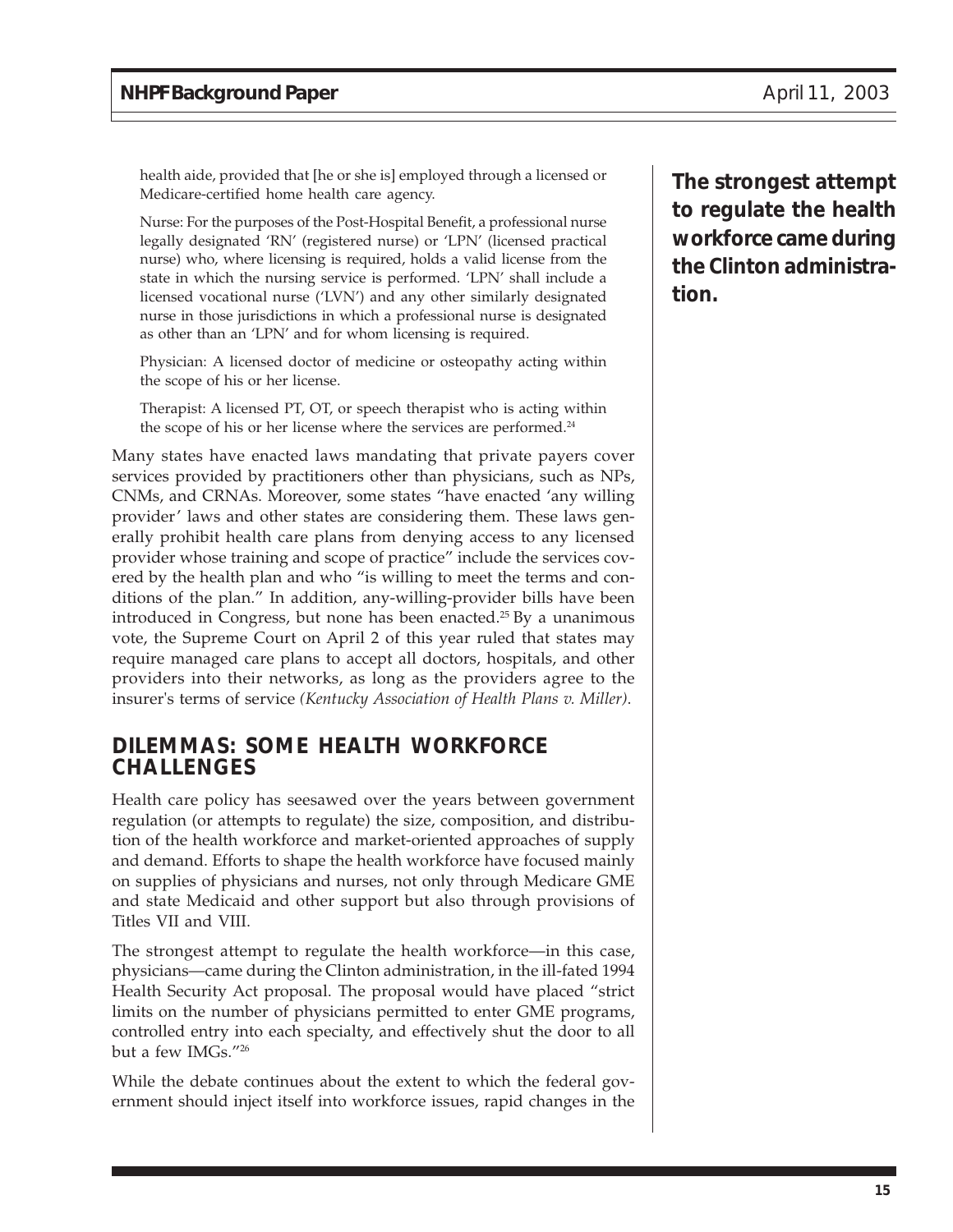health aide, provided that [he or she is] employed through a licensed or Medicare-certified home health care agency.

Nurse: For the purposes of the Post-Hospital Benefit, a professional nurse legally designated 'RN' (registered nurse) or 'LPN' (licensed practical nurse) who, where licensing is required, holds a valid license from the state in which the nursing service is performed. 'LPN' shall include a licensed vocational nurse ('LVN') and any other similarly designated nurse in those jurisdictions in which a professional nurse is designated as other than an 'LPN' and for whom licensing is required.

Physician: A licensed doctor of medicine or osteopathy acting within the scope of his or her license.

Therapist: A licensed PT, OT, or speech therapist who is acting within the scope of his or her license where the services are performed.[24]

Many states have enacted laws mandating that private payers cover services provided by practitioners other than physicians, such as NPs, CNMs, and CRNAs. Moreover, some states "have enacted 'any willing provider' laws and other states are considering them. These laws generally prohibit health care plans from denying access to any licensed provider whose training and scope of practice" include the services covered by the health plan and who "is willing to meet the terms and conditions of the plan." In addition, any-willing-provider bills have been introduced in Congress, but none has been enacted.[25] By a unanimous vote, the Supreme Court on April 2 of this year ruled that states may require managed care plans to accept all doctors, hospitals, and other providers into their networks, as long as the providers agree to the insurer's terms of service *(Kentucky Association of Health Plans v. Miller)*.

**The strongest attempt to regulate the health workforce came during the Clinton administration.**

## DILEMMAS: SOME HEALTH WORKFORCE CHALLENGES

Health care policy has seesawed over the years between government regulation (or attempts to regulate) the size, composition, and distribution of the health workforce and market-oriented approaches of supply and demand. Efforts to shape the health workforce have focused mainly on supplies of physicians and nurses, not only through Medicare GME and state Medicaid and other support but also through provisions of Titles VII and VIII.

The strongest attempt to regulate the health workforce—in this case, physicians—came during the Clinton administration, in the ill-fated 1994 Health Security Act proposal. The proposal would have placed "strict limits on the number of physicians permitted to enter GME programs, controlled entry into each specialty, and effectively shut the door to all but a few IMGs."[26]

While the debate continues about the extent to which the federal government should inject itself into workforce issues, rapid changes in the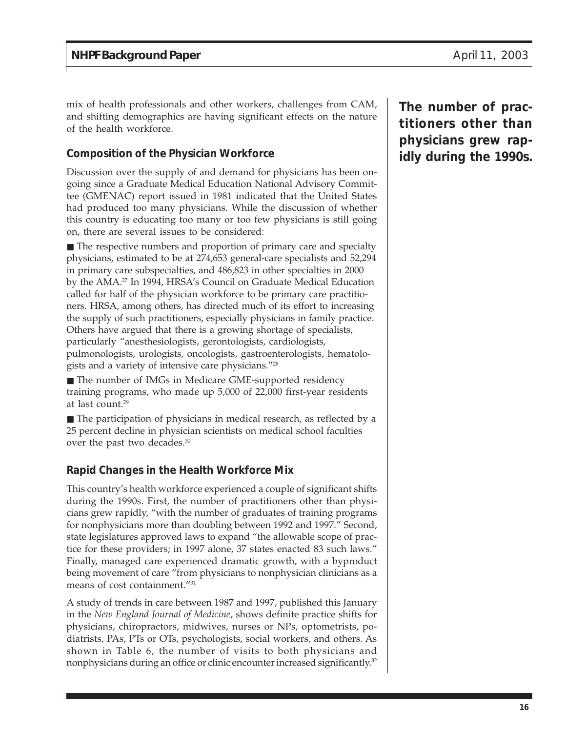mix of health professionals and other workers, challenges from CAM, and shifting demographics are having significant effects on the nature of the health workforce.

**The number of practitioners other than physicians grew rapidly during the 1990s.**

### Composition of the Physician Workforce

Discussion over the supply of and demand for physicians has been ongoing since a Graduate Medical Education National Advisory Committee (GMENAC) report issued in 1981 indicated that the United States had produced too many physicians. While the discussion of whether this country is educating too many or too few physicians is still going on, there are several issues to be considered:

- The respective numbers and proportion of primary care and specialty physicians, estimated to be at 274,653 general-care specialists and 52,294 in primary care subspecialties, and 486,823 in other specialties in 2000 by the AMA.[27] In 1994, HRSA's Council on Graduate Medical Education called for half of the physician workforce to be primary care practitioners. HRSA, among others, has directed much of its effort to increasing the supply of such practitioners, especially physicians in family practice. Others have argued that there is a growing shortage of specialists, particularly "anesthesiologists, gerontologists, cardiologists, pulmonologists, urologists, oncologists, gastroenterologists, hematologists and a variety of intensive care physicians."[28]
- The number of IMGs in Medicare GME-supported residency training programs, who made up 5,000 of 22,000 first-year residents at last count.[29]
- The participation of physicians in medical research, as reflected by a 25 percent decline in physician scientists on medical school faculties over the past two decades.[30]

### Rapid Changes in the Health Workforce Mix

This country's health workforce experienced a couple of significant shifts during the 1990s. First, the number of practitioners other than physicians grew rapidly, "with the number of graduates of training programs for nonphysicians more than doubling between 1992 and 1997." Second, state legislatures approved laws to expand "the allowable scope of practice for these providers; in 1997 alone, 37 states enacted 83 such laws." Finally, managed care experienced dramatic growth, with a byproduct being movement of care "from physicians to nonphysician clinicians as a means of cost containment."[31]

A study of trends in care between 1987 and 1997, published this January in the *New England Journal of Medicine*, shows definite practice shifts for physicians, chiropractors, midwives, nurses or NPs, optometrists, podiatrists, PAs, PTs or OTs, psychologists, social workers, and others. As shown in Table 6, the number of visits to both physicians and nonphysicians during an office or clinic encounter increased significantly.[32]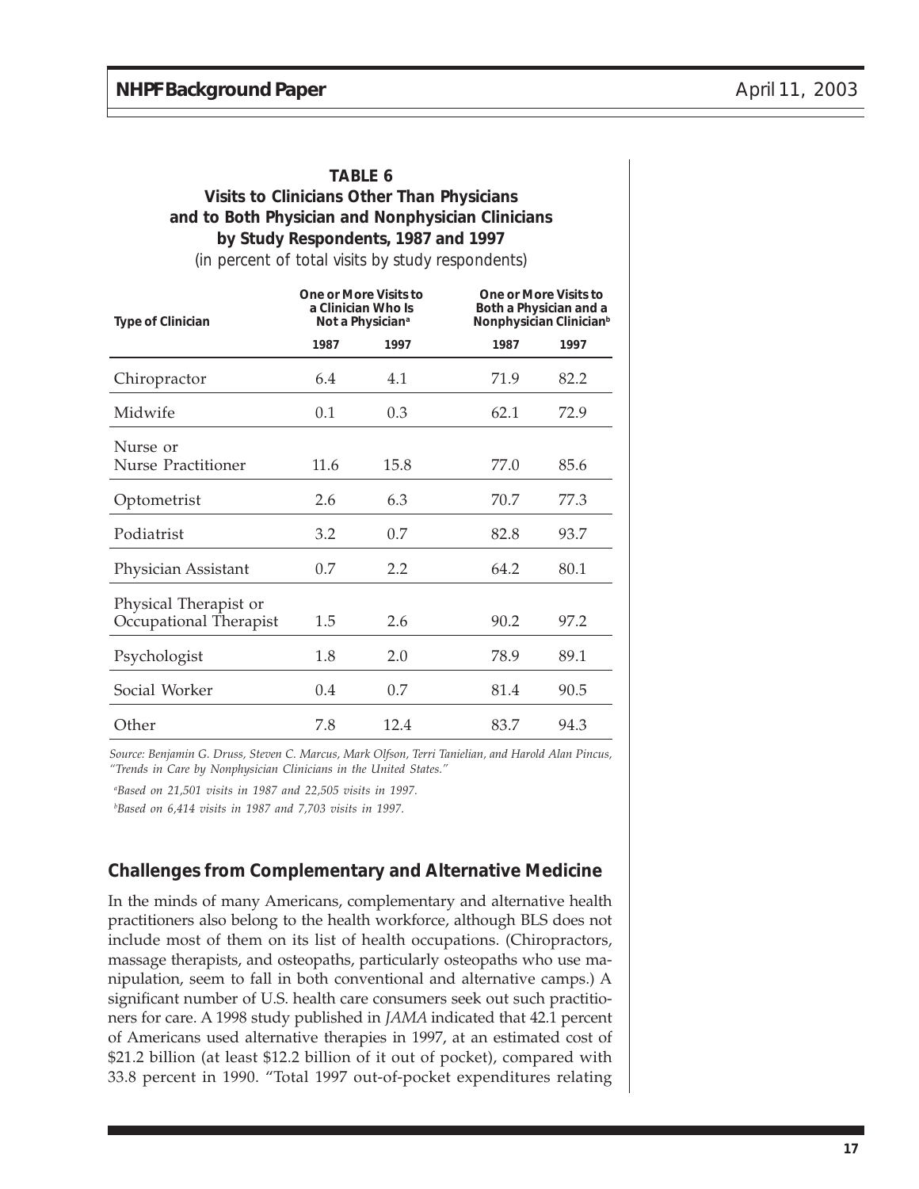**TABLE 6**
**Visits to Clinicians Other Than Physicians and to Both Physician and Nonphysician Clinicians by Study Respondents, 1987 and 1997**
(in percent of total visits by study respondents)

| Type of Clinician | One or More Visits to a Clinician Who Is Not a Physician[a] | | One or More Visits to Both a Physician and a Nonphysician Clinician[b] | |
|---|---|---|---|---|
| | 1987 | 1997 | 1987 | 1997 |
| Chiropractor | 6.4 | 4.1 | 71.9 | 82.2 |
| Midwife | 0.1 | 0.3 | 62.1 | 72.9 |
| Nurse or Nurse Practitioner | 11.6 | 15.8 | 77.0 | 85.6 |
| Optometrist | 2.6 | 6.3 | 70.7 | 77.3 |
| Podiatrist | 3.2 | 0.7 | 82.8 | 93.7 |
| Physician Assistant | 0.7 | 2.2 | 64.2 | 80.1 |
| Physical Therapist or Occupational Therapist | 1.5 | 2.6 | 90.2 | 97.2 |
| Psychologist | 1.8 | 2.0 | 78.9 | 89.1 |
| Social Worker | 0.4 | 0.7 | 81.4 | 90.5 |
| Other | 7.8 | 12.4 | 83.7 | 94.3 |

*Source: Benjamin G. Druss, Steven C. Marcus, Mark Olfson, Terri Tanielian, and Harold Alan Pincus, "Trends in Care by Nonphysician Clinicians in the United States."*

[a] *Based on 21,501 visits in 1987 and 22,505 visits in 1997.*

[b] *Based on 6,414 visits in 1987 and 7,703 visits in 1997.*

## Challenges from Complementary and Alternative Medicine

In the minds of many Americans, complementary and alternative health practitioners also belong to the health workforce, although BLS does not include most of them on its list of health occupations. (Chiropractors, massage therapists, and osteopaths, particularly osteopaths who use manipulation, seem to fall in both conventional and alternative camps.) A significant number of U.S. health care consumers seek out such practitioners for care. A 1998 study published in *JAMA* indicated that 42.1 percent of Americans used alternative therapies in 1997, at an estimated cost of \$21.2 billion (at least \$12.2 billion of it out of pocket), compared with 33.8 percent in 1990. "Total 1997 out-of-pocket expenditures relating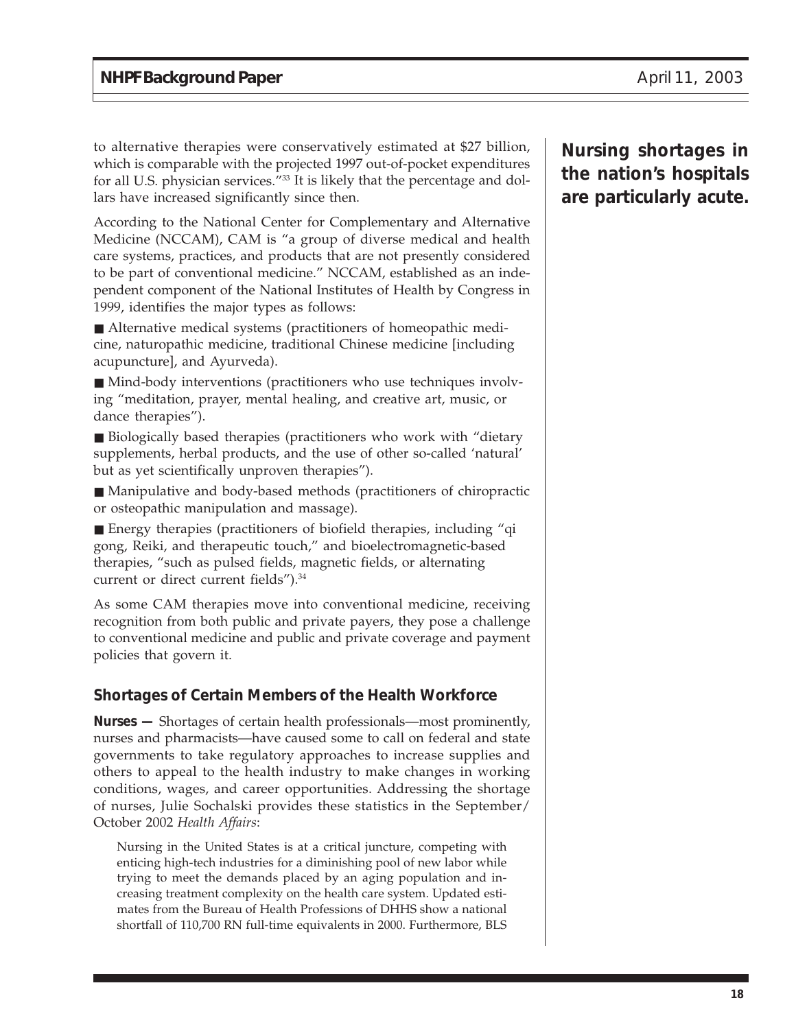to alternative therapies were conservatively estimated at $27 billion, which is comparable with the projected 1997 out-of-pocket expenditures for all U.S. physician services."[33] It is likely that the percentage and dollars have increased significantly since then.

**Nursing shortages in the nation's hospitals are particularly acute.**

According to the National Center for Complementary and Alternative Medicine (NCCAM), CAM is "a group of diverse medical and health care systems, practices, and products that are not presently considered to be part of conventional medicine." NCCAM, established as an independent component of the National Institutes of Health by Congress in 1999, identifies the major types as follows:

- Alternative medical systems (practitioners of homeopathic medicine, naturopathic medicine, traditional Chinese medicine [including acupuncture], and Ayurveda).
- Mind-body interventions (practitioners who use techniques involving "meditation, prayer, mental healing, and creative art, music, or dance therapies").
- Biologically based therapies (practitioners who work with "dietary supplements, herbal products, and the use of other so-called 'natural' but as yet scientifically unproven therapies").
- Manipulative and body-based methods (practitioners of chiropractic or osteopathic manipulation and massage).
- Energy therapies (practitioners of biofield therapies, including "qi gong, Reiki, and therapeutic touch," and bioelectromagnetic-based therapies, "such as pulsed fields, magnetic fields, or alternating current or direct current fields").[34]

As some CAM therapies move into conventional medicine, receiving recognition from both public and private payers, they pose a challenge to conventional medicine and public and private coverage and payment policies that govern it.

## Shortages of Certain Members of the Health Workforce

**Nurses —** Shortages of certain health professionals—most prominently, nurses and pharmacists—have caused some to call on federal and state governments to take regulatory approaches to increase supplies and others to appeal to the health industry to make changes in working conditions, wages, and career opportunities. Addressing the shortage of nurses, Julie Sochalski provides these statistics in the September/October 2002 *Health Affairs*:

> Nursing in the United States is at a critical juncture, competing with enticing high-tech industries for a diminishing pool of new labor while trying to meet the demands placed by an aging population and increasing treatment complexity on the health care system. Updated estimates from the Bureau of Health Professions of DHHS show a national shortfall of 110,700 RN full-time equivalents in 2000. Furthermore, BLS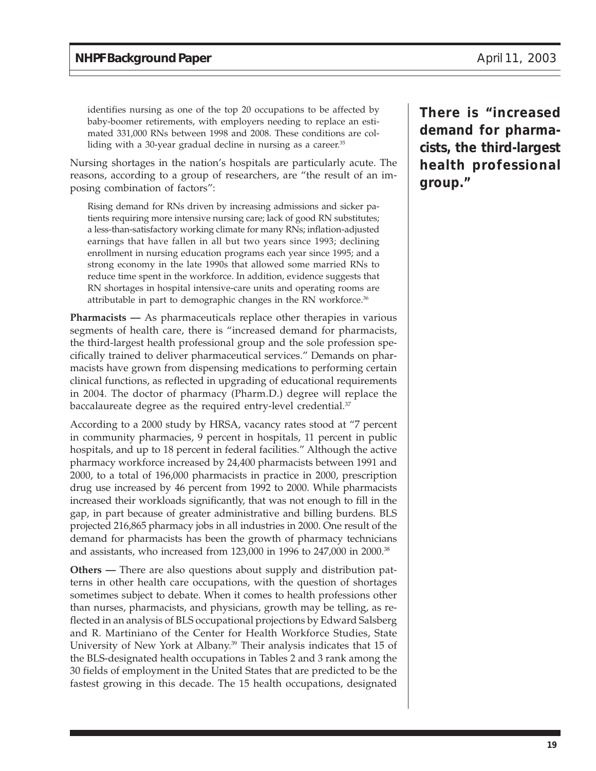identifies nursing as one of the top 20 occupations to be affected by baby-boomer retirements, with employers needing to replace an estimated 331,000 RNs between 1998 and 2008. These conditions are colliding with a 30-year gradual decline in nursing as a career.[35]

Nursing shortages in the nation's hospitals are particularly acute. The reasons, according to a group of researchers, are "the result of an imposing combination of factors":

> Rising demand for RNs driven by increasing admissions and sicker patients requiring more intensive nursing care; lack of good RN substitutes; a less-than-satisfactory working climate for many RNs; inflation-adjusted earnings that have fallen in all but two years since 1993; declining enrollment in nursing education programs each year since 1995; and a strong economy in the late 1990s that allowed some married RNs to reduce time spent in the workforce. In addition, evidence suggests that RN shortages in hospital intensive-care units and operating rooms are attributable in part to demographic changes in the RN workforce.[36]

**Pharmacists —** As pharmaceuticals replace other therapies in various segments of health care, there is "increased demand for pharmacists, the third-largest health professional group and the sole profession specifically trained to deliver pharmaceutical services." Demands on pharmacists have grown from dispensing medications to performing certain clinical functions, as reflected in upgrading of educational requirements in 2004. The doctor of pharmacy (Pharm.D.) degree will replace the baccalaureate degree as the required entry-level credential.[37]

**There is "increased demand for pharmacists, the third-largest health professional group."**

According to a 2000 study by HRSA, vacancy rates stood at "7 percent in community pharmacies, 9 percent in hospitals, 11 percent in public hospitals, and up to 18 percent in federal facilities." Although the active pharmacy workforce increased by 24,400 pharmacists between 1991 and 2000, to a total of 196,000 pharmacists in practice in 2000, prescription drug use increased by 46 percent from 1992 to 2000. While pharmacists increased their workloads significantly, that was not enough to fill in the gap, in part because of greater administrative and billing burdens. BLS projected 216,865 pharmacy jobs in all industries in 2000. One result of the demand for pharmacists has been the growth of pharmacy technicians and assistants, who increased from 123,000 in 1996 to 247,000 in 2000.[38]

**Others —** There are also questions about supply and distribution patterns in other health care occupations, with the question of shortages sometimes subject to debate. When it comes to health professions other than nurses, pharmacists, and physicians, growth may be telling, as reflected in an analysis of BLS occupational projections by Edward Salsberg and R. Martiniano of the Center for Health Workforce Studies, State University of New York at Albany.[39] Their analysis indicates that 15 of the BLS-designated health occupations in Tables 2 and 3 rank among the 30 fields of employment in the United States that are predicted to be the fastest growing in this decade. The 15 health occupations, designated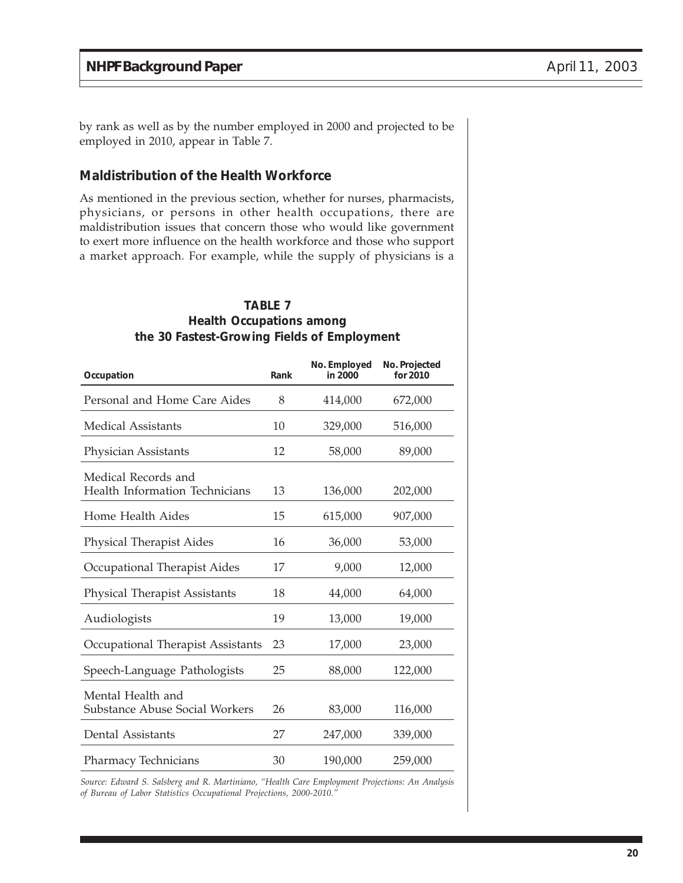by rank as well as by the number employed in 2000 and projected to be employed in 2010, appear in Table 7.

## Maldistribution of the Health Workforce

As mentioned in the previous section, whether for nurses, pharmacists, physicians, or persons in other health occupations, there are maldistribution issues that concern those who would like government to exert more influence on the health workforce and those who support a market approach. For example, while the supply of physicians is a

**TABLE 7**
**Health Occupations among the 30 Fastest-Growing Fields of Employment**

| Occupation | Rank | No. Employed in 2000 | No. Projected for 2010 |
|---|---|---|---|
| Personal and Home Care Aides | 8 | 414,000 | 672,000 |
| Medical Assistants | 10 | 329,000 | 516,000 |
| Physician Assistants | 12 | 58,000 | 89,000 |
| Medical Records and Health Information Technicians | 13 | 136,000 | 202,000 |
| Home Health Aides | 15 | 615,000 | 907,000 |
| Physical Therapist Aides | 16 | 36,000 | 53,000 |
| Occupational Therapist Aides | 17 | 9,000 | 12,000 |
| Physical Therapist Assistants | 18 | 44,000 | 64,000 |
| Audiologists | 19 | 13,000 | 19,000 |
| Occupational Therapist Assistants | 23 | 17,000 | 23,000 |
| Speech-Language Pathologists | 25 | 88,000 | 122,000 |
| Mental Health and Substance Abuse Social Workers | 26 | 83,000 | 116,000 |
| Dental Assistants | 27 | 247,000 | 339,000 |
| Pharmacy Technicians | 30 | 190,000 | 259,000 |

*Source: Edward S. Salsberg and R. Martiniano, "Health Care Employment Projections: An Analysis of Bureau of Labor Statistics Occupational Projections, 2000-2010."*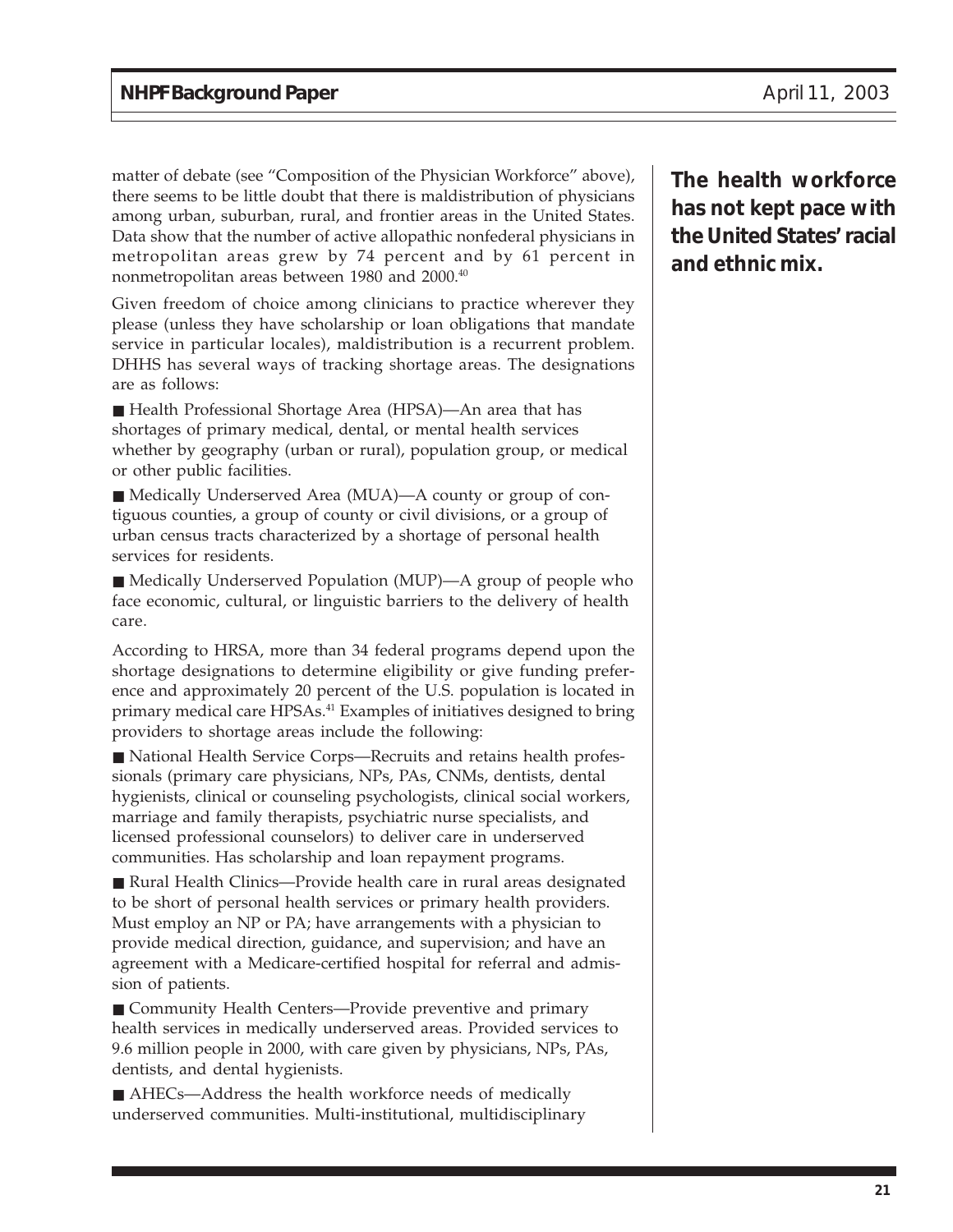matter of debate (see "Composition of the Physician Workforce" above), there seems to be little doubt that there is maldistribution of physicians among urban, suburban, rural, and frontier areas in the United States. Data show that the number of active allopathic nonfederal physicians in metropolitan areas grew by 74 percent and by 61 percent in nonmetropolitan areas between 1980 and 2000.[40]

**The health workforce has not kept pace with the United States' racial and ethnic mix.**

Given freedom of choice among clinicians to practice wherever they please (unless they have scholarship or loan obligations that mandate service in particular locales), maldistribution is a recurrent problem. DHHS has several ways of tracking shortage areas. The designations are as follows:

- Health Professional Shortage Area (HPSA)—An area that has shortages of primary medical, dental, or mental health services whether by geography (urban or rural), population group, or medical or other public facilities.
- Medically Underserved Area (MUA)—A county or group of contiguous counties, a group of county or civil divisions, or a group of urban census tracts characterized by a shortage of personal health services for residents.
- Medically Underserved Population (MUP)—A group of people who face economic, cultural, or linguistic barriers to the delivery of health care.

According to HRSA, more than 34 federal programs depend upon the shortage designations to determine eligibility or give funding preference and approximately 20 percent of the U.S. population is located in primary medical care HPSAs.[41] Examples of initiatives designed to bring providers to shortage areas include the following:

- National Health Service Corps—Recruits and retains health professionals (primary care physicians, NPs, PAs, CNMs, dentists, dental hygienists, clinical or counseling psychologists, clinical social workers, marriage and family therapists, psychiatric nurse specialists, and licensed professional counselors) to deliver care in underserved communities. Has scholarship and loan repayment programs.
- Rural Health Clinics—Provide health care in rural areas designated to be short of personal health services or primary health providers. Must employ an NP or PA; have arrangements with a physician to provide medical direction, guidance, and supervision; and have an agreement with a Medicare-certified hospital for referral and admission of patients.
- Community Health Centers—Provide preventive and primary health services in medically underserved areas. Provided services to 9.6 million people in 2000, with care given by physicians, NPs, PAs, dentists, and dental hygienists.
- AHECs—Address the health workforce needs of medically underserved communities. Multi-institutional, multidisciplinary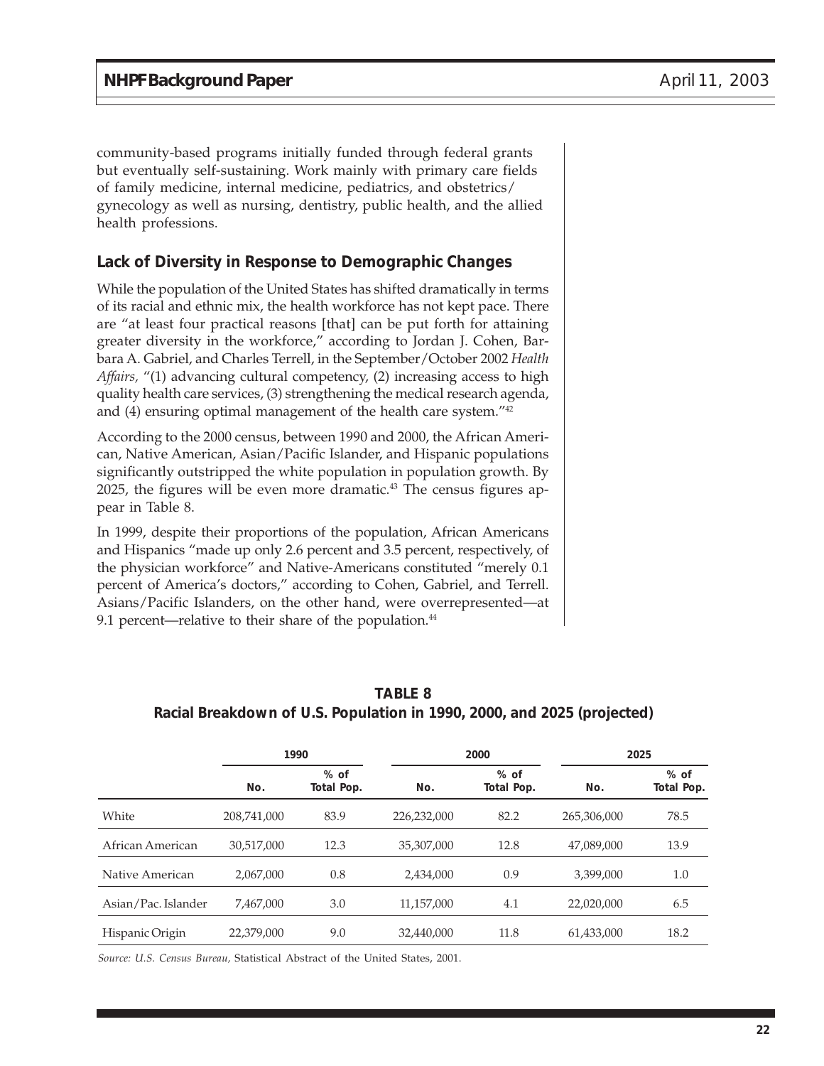community-based programs initially funded through federal grants but eventually self-sustaining. Work mainly with primary care fields of family medicine, internal medicine, pediatrics, and obstetrics/gynecology as well as nursing, dentistry, public health, and the allied health professions.

## Lack of Diversity in Response to Demographic Changes

While the population of the United States has shifted dramatically in terms of its racial and ethnic mix, the health workforce has not kept pace. There are "at least four practical reasons [that] can be put forth for attaining greater diversity in the workforce," according to Jordan J. Cohen, Barbara A. Gabriel, and Charles Terrell, in the September/October 2002 *Health Affairs,* "(1) advancing cultural competency, (2) increasing access to high quality health care services, (3) strengthening the medical research agenda, and (4) ensuring optimal management of the health care system."[42]

According to the 2000 census, between 1990 and 2000, the African American, Native American, Asian/Pacific Islander, and Hispanic populations significantly outstripped the white population in population growth. By 2025, the figures will be even more dramatic.[43] The census figures appear in Table 8.

In 1999, despite their proportions of the population, African Americans and Hispanics "made up only 2.6 percent and 3.5 percent, respectively, of the physician workforce" and Native-Americans constituted "merely 0.1 percent of America's doctors," according to Cohen, Gabriel, and Terrell. Asians/Pacific Islanders, on the other hand, were overrepresented—at 9.1 percent—relative to their share of the population.[44]

**TABLE 8**
**Racial Breakdown of U.S. Population in 1990, 2000, and 2025 (projected)**

| | 1990 | | 2000 | | 2025 | |
|---|---|---|---|---|---|---|
| | No. | % of Total Pop. | No. | % of Total Pop. | No. | % of Total Pop. |
| White | 208,741,000 | 83.9 | 226,232,000 | 82.2 | 265,306,000 | 78.5 |
| African American | 30,517,000 | 12.3 | 35,307,000 | 12.8 | 47,089,000 | 13.9 |
| Native American | 2,067,000 | 0.8 | 2,434,000 | 0.9 | 3,399,000 | 1.0 |
| Asian/Pac. Islander | 7,467,000 | 3.0 | 11,157,000 | 4.1 | 22,020,000 | 6.5 |
| Hispanic Origin | 22,379,000 | 9.0 | 32,440,000 | 11.8 | 61,433,000 | 18.2 |

*Source: U.S. Census Bureau,* Statistical Abstract of the United States, 2001.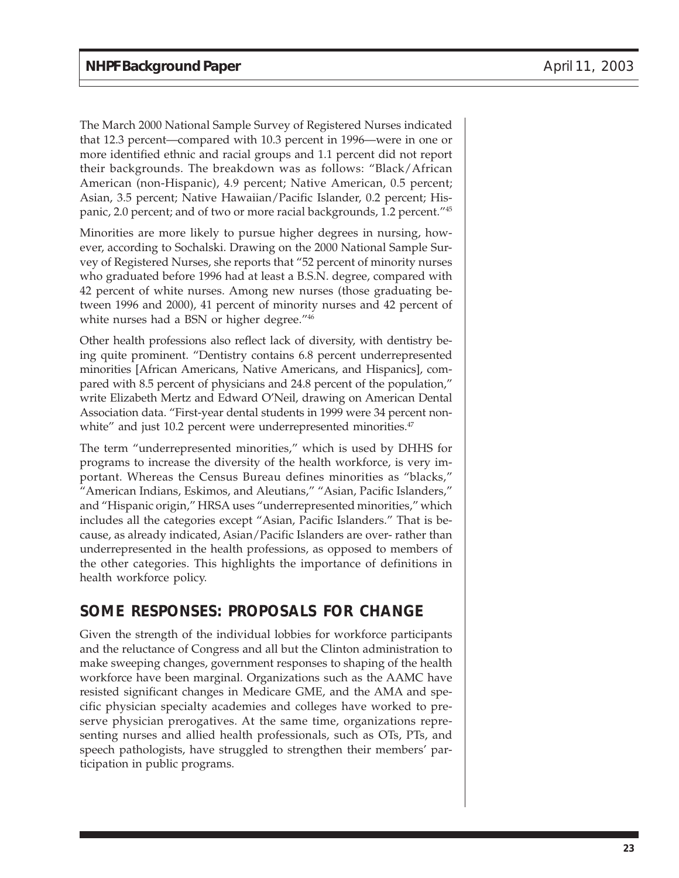The March 2000 National Sample Survey of Registered Nurses indicated that 12.3 percent—compared with 10.3 percent in 1996—were in one or more identified ethnic and racial groups and 1.1 percent did not report their backgrounds. The breakdown was as follows: "Black/African American (non-Hispanic), 4.9 percent; Native American, 0.5 percent; Asian, 3.5 percent; Native Hawaiian/Pacific Islander, 0.2 percent; Hispanic, 2.0 percent; and of two or more racial backgrounds, 1.2 percent."[45]

Minorities are more likely to pursue higher degrees in nursing, however, according to Sochalski. Drawing on the 2000 National Sample Survey of Registered Nurses, she reports that "52 percent of minority nurses who graduated before 1996 had at least a B.S.N. degree, compared with 42 percent of white nurses. Among new nurses (those graduating between 1996 and 2000), 41 percent of minority nurses and 42 percent of white nurses had a BSN or higher degree."[46]

Other health professions also reflect lack of diversity, with dentistry being quite prominent. "Dentistry contains 6.8 percent underrepresented minorities [African Americans, Native Americans, and Hispanics], compared with 8.5 percent of physicians and 24.8 percent of the population," write Elizabeth Mertz and Edward O'Neil, drawing on American Dental Association data. "First-year dental students in 1999 were 34 percent nonwhite" and just 10.2 percent were underrepresented minorities.[47]

The term "underrepresented minorities," which is used by DHHS for programs to increase the diversity of the health workforce, is very important. Whereas the Census Bureau defines minorities as "blacks," "American Indians, Eskimos, and Aleutians," "Asian, Pacific Islanders," and "Hispanic origin," HRSA uses "underrepresented minorities," which includes all the categories except "Asian, Pacific Islanders." That is because, as already indicated, Asian/Pacific Islanders are over- rather than underrepresented in the health professions, as opposed to members of the other categories. This highlights the importance of definitions in health workforce policy.

## SOME RESPONSES: PROPOSALS FOR CHANGE

Given the strength of the individual lobbies for workforce participants and the reluctance of Congress and all but the Clinton administration to make sweeping changes, government responses to shaping of the health workforce have been marginal. Organizations such as the AAMC have resisted significant changes in Medicare GME, and the AMA and specific physician specialty academies and colleges have worked to preserve physician prerogatives. At the same time, organizations representing nurses and allied health professionals, such as OTs, PTs, and speech pathologists, have struggled to strengthen their members' participation in public programs.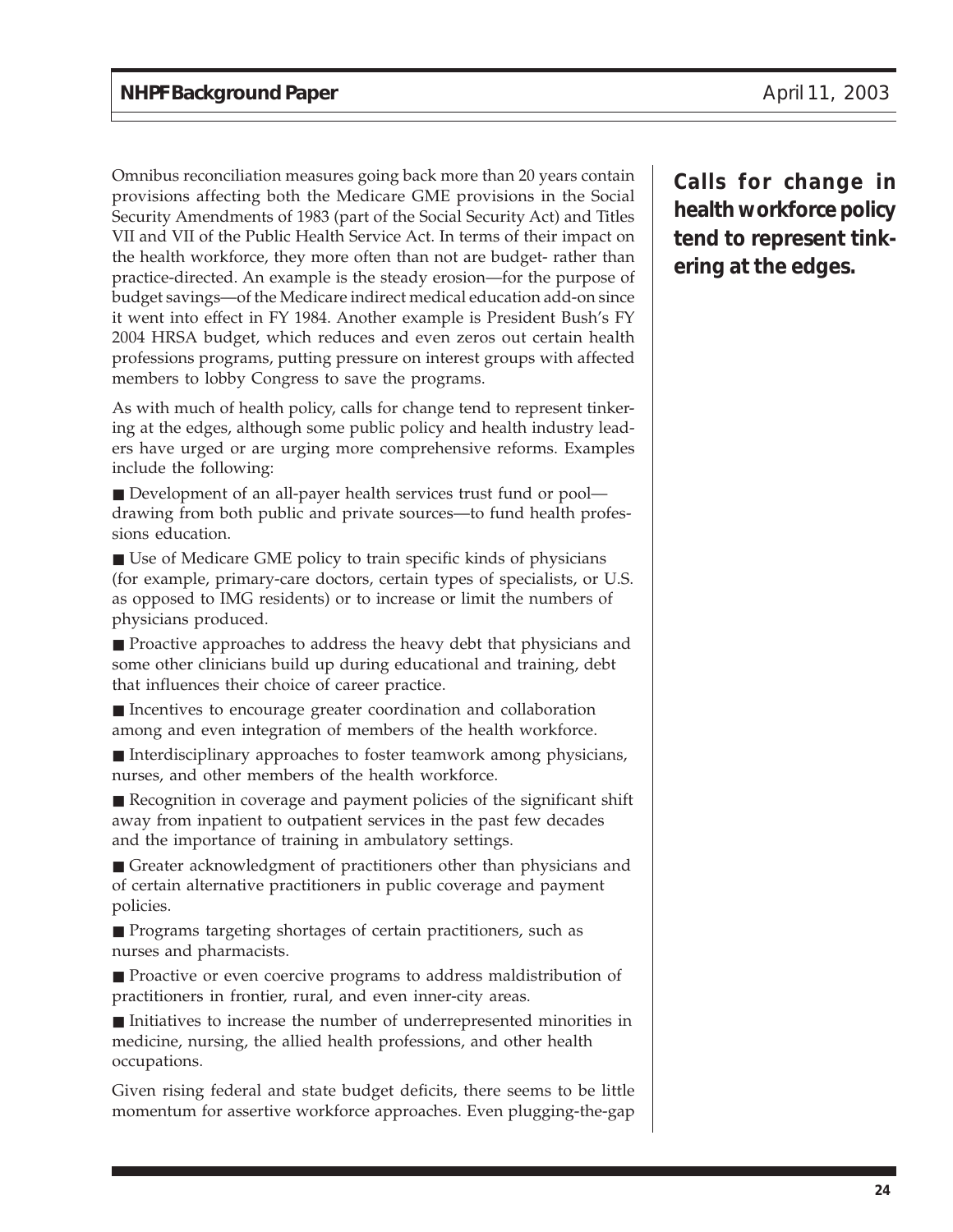Omnibus reconciliation measures going back more than 20 years contain provisions affecting both the Medicare GME provisions in the Social Security Amendments of 1983 (part of the Social Security Act) and Titles VII and VII of the Public Health Service Act. In terms of their impact on the health workforce, they more often than not are budget- rather than practice-directed. An example is the steady erosion—for the purpose of budget savings—of the Medicare indirect medical education add-on since it went into effect in FY 1984. Another example is President Bush's FY 2004 HRSA budget, which reduces and even zeros out certain health professions programs, putting pressure on interest groups with affected members to lobby Congress to save the programs.

**Calls for change in health workforce policy tend to represent tinkering at the edges.**

As with much of health policy, calls for change tend to represent tinkering at the edges, although some public policy and health industry leaders have urged or are urging more comprehensive reforms. Examples include the following:

- Development of an all-payer health services trust fund or pool—drawing from both public and private sources—to fund health professions education.
- Use of Medicare GME policy to train specific kinds of physicians (for example, primary-care doctors, certain types of specialists, or U.S. as opposed to IMG residents) or to increase or limit the numbers of physicians produced.
- Proactive approaches to address the heavy debt that physicians and some other clinicians build up during educational and training, debt that influences their choice of career practice.
- Incentives to encourage greater coordination and collaboration among and even integration of members of the health workforce.
- Interdisciplinary approaches to foster teamwork among physicians, nurses, and other members of the health workforce.
- Recognition in coverage and payment policies of the significant shift away from inpatient to outpatient services in the past few decades and the importance of training in ambulatory settings.
- Greater acknowledgment of practitioners other than physicians and of certain alternative practitioners in public coverage and payment policies.
- Programs targeting shortages of certain practitioners, such as nurses and pharmacists.
- Proactive or even coercive programs to address maldistribution of practitioners in frontier, rural, and even inner-city areas.
- Initiatives to increase the number of underrepresented minorities in medicine, nursing, the allied health professions, and other health occupations.

Given rising federal and state budget deficits, there seems to be little momentum for assertive workforce approaches. Even plugging-the-gap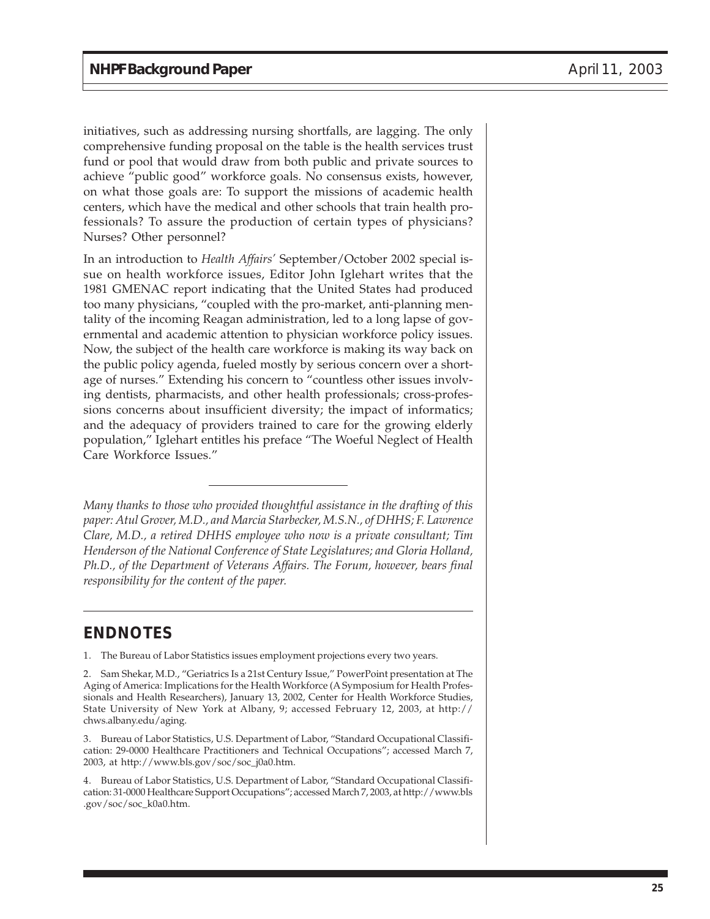initiatives, such as addressing nursing shortfalls, are lagging. The only comprehensive funding proposal on the table is the health services trust fund or pool that would draw from both public and private sources to achieve "public good" workforce goals. No consensus exists, however, on what those goals are: To support the missions of academic health centers, which have the medical and other schools that train health professionals? To assure the production of certain types of physicians? Nurses? Other personnel?

In an introduction to *Health Affairs'* September/October 2002 special issue on health workforce issues, Editor John Iglehart writes that the 1981 GMENAC report indicating that the United States had produced too many physicians, "coupled with the pro-market, anti-planning mentality of the incoming Reagan administration, led to a long lapse of governmental and academic attention to physician workforce policy issues. Now, the subject of the health care workforce is making its way back on the public policy agenda, fueled mostly by serious concern over a shortage of nurses." Extending his concern to "countless other issues involving dentists, pharmacists, and other health professionals; cross-professions concerns about insufficient diversity; the impact of informatics; and the adequacy of providers trained to care for the growing elderly population," Iglehart entitles his preface "The Woeful Neglect of Health Care Workforce Issues."

---

*Many thanks to those who provided thoughtful assistance in the drafting of this paper: Atul Grover, M.D., and Marcia Starbecker, M.S.N., of DHHS; F. Lawrence Clare, M.D., a retired DHHS employee who now is a private consultant; Tim Henderson of the National Conference of State Legislatures; and Gloria Holland, Ph.D., of the Department of Veterans Affairs. The Forum, however, bears final responsibility for the content of the paper.*

---

## ENDNOTES

1. The Bureau of Labor Statistics issues employment projections every two years.

2. Sam Shekar, M.D., "Geriatrics Is a 21st Century Issue," PowerPoint presentation at The Aging of America: Implications for the Health Workforce (A Symposium for Health Professionals and Health Researchers), January 13, 2002, Center for Health Workforce Studies, State University of New York at Albany, 9; accessed February 12, 2003, at http://chws.albany.edu/aging.

3. Bureau of Labor Statistics, U.S. Department of Labor, "Standard Occupational Classification: 29-0000 Healthcare Practitioners and Technical Occupations"; accessed March 7, 2003, at http://www.bls.gov/soc/soc_j0a0.htm.

4. Bureau of Labor Statistics, U.S. Department of Labor, "Standard Occupational Classification: 31-0000 Healthcare Support Occupations"; accessed March 7, 2003, at http://www.bls.gov/soc/soc_k0a0.htm.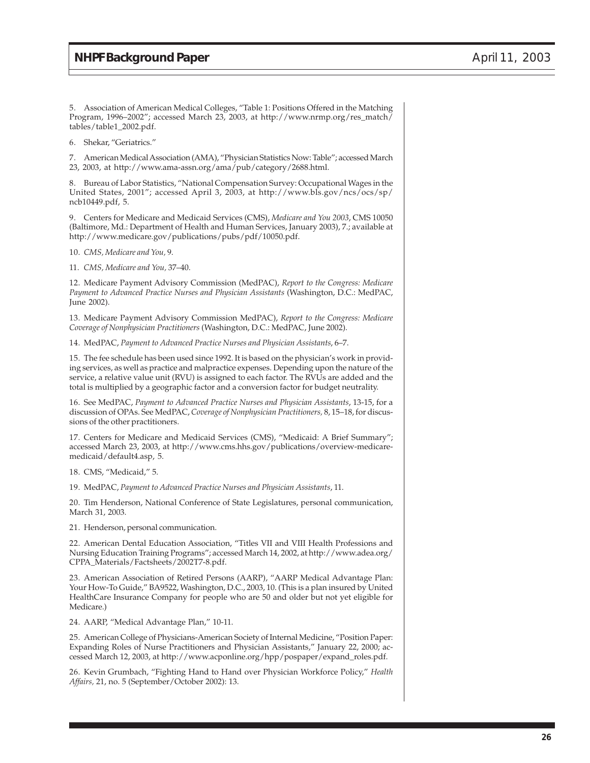5. Association of American Medical Colleges, "Table 1: Positions Offered in the Matching Program, 1996–2002"; accessed March 23, 2003, at http://www.nrmp.org/res_match/tables/table1_2002.pdf.

6. Shekar, "Geriatrics."

7. American Medical Association (AMA), "Physician Statistics Now: Table"; accessed March 23, 2003, at http://www.ama-assn.org/ama/pub/category/2688.html.

8. Bureau of Labor Statistics, "National Compensation Survey: Occupational Wages in the United States, 2001"; accessed April 3, 2003, at http://www.bls.gov/ncs/ocs/sp/ncb10449.pdf, 5.

9. Centers for Medicare and Medicaid Services (CMS), *Medicare and You 2003*, CMS 10050 (Baltimore, Md.: Department of Health and Human Services, January 2003), 7.; available at http://www.medicare.gov/publications/pubs/pdf/10050.pdf.

10. *CMS, Medicare and You*, 9.

11. *CMS, Medicare and You*, 37–40.

12. Medicare Payment Advisory Commission (MedPAC), *Report to the Congress: Medicare Payment to Advanced Practice Nurses and Physician Assistants* (Washington, D.C.: MedPAC, June 2002).

13. Medicare Payment Advisory Commission MedPAC), *Report to the Congress: Medicare Coverage of Nonphysician Practitioners* (Washington, D.C.: MedPAC, June 2002).

14. MedPAC, *Payment to Advanced Practice Nurses and Physician Assistants*, 6–7.

15. The fee schedule has been used since 1992. It is based on the physician's work in providing services, as well as practice and malpractice expenses. Depending upon the nature of the service, a relative value unit (RVU) is assigned to each factor. The RVUs are added and the total is multiplied by a geographic factor and a conversion factor for budget neutrality.

16. See MedPAC, *Payment to Advanced Practice Nurses and Physician Assistants*, 13-15, for a discussion of OPAs. See MedPAC, *Coverage of Nonphysician Practitioners*, 8, 15–18, for discussions of the other practitioners.

17. Centers for Medicare and Medicaid Services (CMS), "Medicaid: A Brief Summary"; accessed March 23, 2003, at http://www.cms.hhs.gov/publications/overview-medicare-medicaid/default4.asp, 5.

18. CMS, "Medicaid," 5.

19. MedPAC, *Payment to Advanced Practice Nurses and Physician Assistants*, 11.

20. Tim Henderson, National Conference of State Legislatures, personal communication, March 31, 2003.

21. Henderson, personal communication.

22. American Dental Education Association, "Titles VII and VIII Health Professions and Nursing Education Training Programs"; accessed March 14, 2002, at http://www.adea.org/CPPA_Materials/Factsheets/2002T7-8.pdf.

23. American Association of Retired Persons (AARP), "AARP Medical Advantage Plan: Your How-To Guide," BA9522, Washington, D.C., 2003, 10. (This is a plan insured by United HealthCare Insurance Company for people who are 50 and older but not yet eligible for Medicare.)

24. AARP, "Medical Advantage Plan," 10-11.

25. American College of Physicians-American Society of Internal Medicine, "Position Paper: Expanding Roles of Nurse Practitioners and Physician Assistants," January 22, 2000; accessed March 12, 2003, at http://www.acponline.org/hpp/pospaper/expand_roles.pdf.

26. Kevin Grumbach, "Fighting Hand to Hand over Physician Workforce Policy," *Health Affairs*, 21, no. 5 (September/October 2002): 13.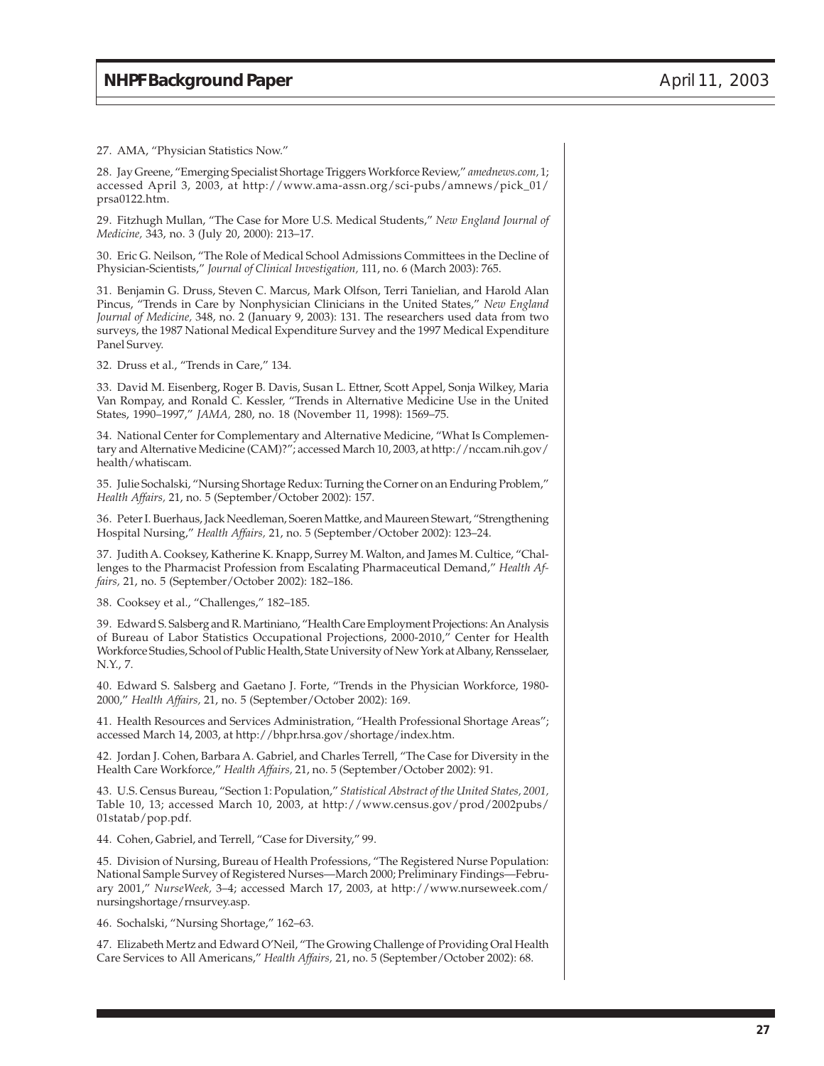27. AMA, “Physician Statistics Now.”

28. Jay Greene, “Emerging Specialist Shortage Triggers Workforce Review,” *amednews.com,* 1; accessed April 3, 2003, at http://www.ama-assn.org/sci-pubs/amnews/pick_01/prsa0122.htm.

29. Fitzhugh Mullan, “The Case for More U.S. Medical Students,” *New England Journal of Medicine,* 343, no. 3 (July 20, 2000): 213–17.

30. Eric G. Neilson, “The Role of Medical School Admissions Committees in the Decline of Physician-Scientists,” *Journal of Clinical Investigation,* 111, no. 6 (March 2003): 765.

31. Benjamin G. Druss, Steven C. Marcus, Mark Olfson, Terri Tanielian, and Harold Alan Pincus, “Trends in Care by Nonphysician Clinicians in the United States,” *New England Journal of Medicine,* 348, no. 2 (January 9, 2003): 131. The researchers used data from two surveys, the 1987 National Medical Expenditure Survey and the 1997 Medical Expenditure Panel Survey.

32. Druss et al., “Trends in Care,” 134.

33. David M. Eisenberg, Roger B. Davis, Susan L. Ettner, Scott Appel, Sonja Wilkey, Maria Van Rompay, and Ronald C. Kessler, “Trends in Alternative Medicine Use in the United States, 1990–1997,” *JAMA,* 280, no. 18 (November 11, 1998): 1569–75.

34. National Center for Complementary and Alternative Medicine, “What Is Complementary and Alternative Medicine (CAM)?”; accessed March 10, 2003, at http://nccam.nih.gov/health/whatiscam.

35. Julie Sochalski, “Nursing Shortage Redux: Turning the Corner on an Enduring Problem,” *Health Affairs,* 21, no. 5 (September/October 2002): 157.

36. Peter I. Buerhaus, Jack Needleman, Soeren Mattke, and Maureen Stewart, “Strengthening Hospital Nursing,” *Health Affairs,* 21, no. 5 (September/October 2002): 123–24.

37. Judith A. Cooksey, Katherine K. Knapp, Surrey M. Walton, and James M. Cultice, “Challenges to the Pharmacist Profession from Escalating Pharmaceutical Demand,” *Health Affairs,* 21, no. 5 (September/October 2002): 182–186.

38. Cooksey et al., “Challenges,” 182–185.

39. Edward S. Salsberg and R. Martiniano, “Health Care Employment Projections: An Analysis of Bureau of Labor Statistics Occupational Projections, 2000-2010,” Center for Health Workforce Studies, School of Public Health, State University of New York at Albany, Rensselaer, N.Y., 7.

40. Edward S. Salsberg and Gaetano J. Forte, “Trends in the Physician Workforce, 1980-2000,” *Health Affairs,* 21, no. 5 (September/October 2002): 169.

41. Health Resources and Services Administration, “Health Professional Shortage Areas”; accessed March 14, 2003, at http://bhpr.hrsa.gov/shortage/index.htm.

42. Jordan J. Cohen, Barbara A. Gabriel, and Charles Terrell, “The Case for Diversity in the Health Care Workforce,” *Health Affairs,* 21, no. 5 (September/October 2002): 91.

43. U.S. Census Bureau, “Section 1: Population,” *Statistical Abstract of the United States, 2001,* Table 10, 13; accessed March 10, 2003, at http://www.census.gov/prod/2002pubs/01statab/pop.pdf.

44. Cohen, Gabriel, and Terrell, “Case for Diversity,” 99.

45. Division of Nursing, Bureau of Health Professions, “The Registered Nurse Population: National Sample Survey of Registered Nurses—March 2000; Preliminary Findings—February 2001,” *NurseWeek,* 3–4; accessed March 17, 2003, at http://www.nurseweek.com/nursingshortage/rnsurvey.asp.

46. Sochalski, “Nursing Shortage,” 162–63.

47. Elizabeth Mertz and Edward O’Neil, “The Growing Challenge of Providing Oral Health Care Services to All Americans,” *Health Affairs,* 21, no. 5 (September/October 2002): 68.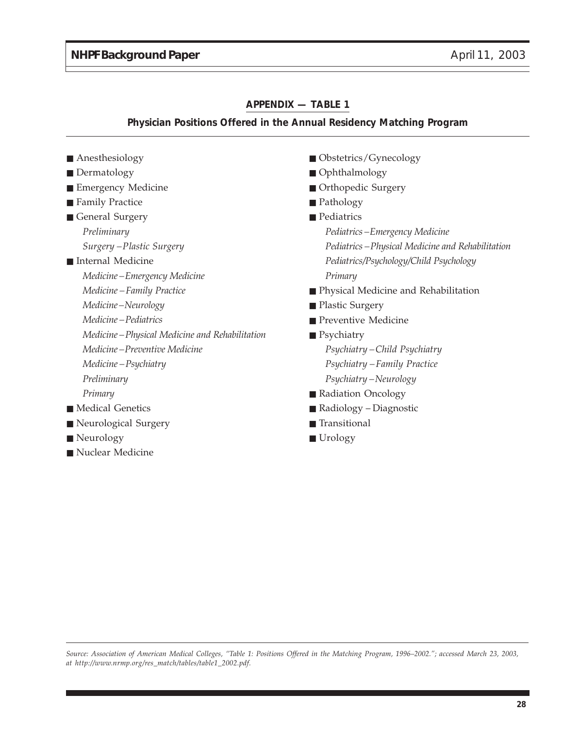## APPENDIX — TABLE 1

### Physician Positions Offered in the Annual Residency Matching Program

- Anesthesiology
- Dermatology
- Emergency Medicine
- Family Practice
- General Surgery
  - *Preliminary*
  - *Surgery – Plastic Surgery*
- Internal Medicine
  - *Medicine – Emergency Medicine*
  - *Medicine – Family Practice*
  - *Medicine – Neurology*
  - *Medicine – Pediatrics*
  - *Medicine – Physical Medicine and Rehabilitation*
  - *Medicine – Preventive Medicine*
  - *Medicine – Psychiatry*
  - *Preliminary*
  - *Primary*
- Medical Genetics
- Neurological Surgery
- Neurology
- Nuclear Medicine
- Obstetrics/Gynecology
- Ophthalmology
- Orthopedic Surgery
- Pathology
- Pediatrics
  - *Pediatrics – Emergency Medicine*
  - *Pediatrics – Physical Medicine and Rehabilitation*
  - *Pediatrics/Psychology/Child Psychology*
  - *Primary*
- Physical Medicine and Rehabilitation
- Plastic Surgery
- Preventive Medicine
- Psychiatry
  - *Psychiatry – Child Psychiatry*
  - *Psychiatry – Family Practice*
  - *Psychiatry – Neurology*
- Radiation Oncology
- Radiology – Diagnostic
- Transitional
- Urology

*Source: Association of American Medical Colleges, "Table 1: Positions Offered in the Matching Program, 1996–2002."; accessed March 23, 2003, at http://www.nrmp.org/res_match/tables/table1_2002.pdf.*